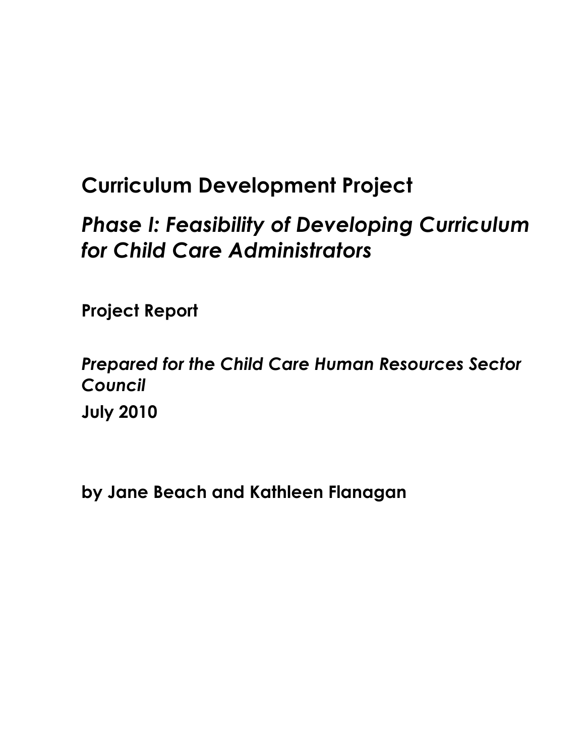# Curriculum Development Project

## *Phase I: Feasibility of Developing Curriculum for Child Care Administrators*

**Project Report**

***Prepared for the Child Care Human Resources Sector Council***

**July 2010**

**by Jane Beach and Kathleen Flanagan**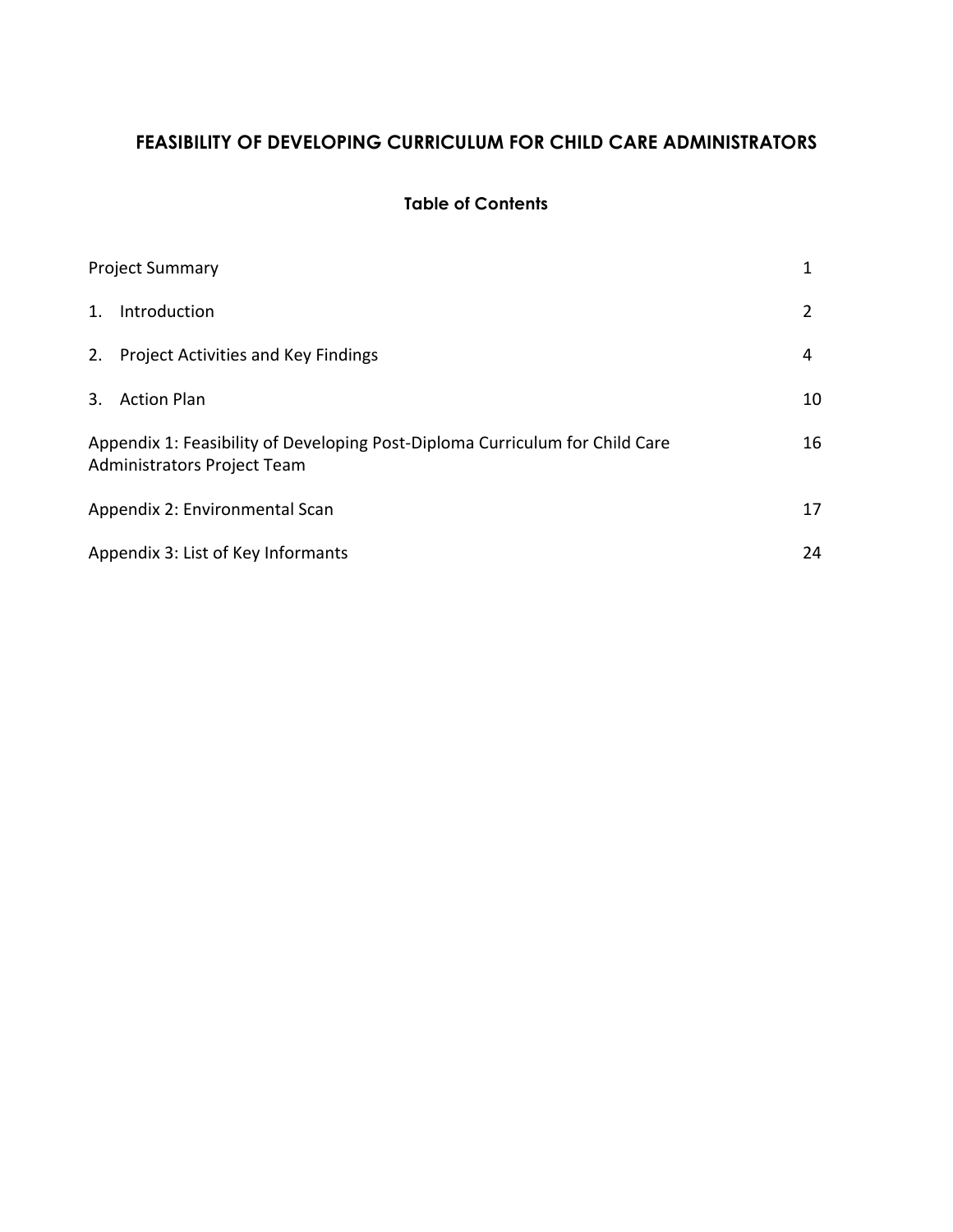# FEASIBILITY OF DEVELOPING CURRICULUM FOR CHILD CARE ADMINISTRATORS

## Table of Contents

| | |
|---|---|
| Project Summary | 1 |
| 1. Introduction | 2 |
| 2. Project Activities and Key Findings | 4 |
| 3. Action Plan | 10 |
| Appendix 1: Feasibility of Developing Post-Diploma Curriculum for Child Care Administrators Project Team | 16 |
| Appendix 2: Environmental Scan | 17 |
| Appendix 3: List of Key Informants | 24 |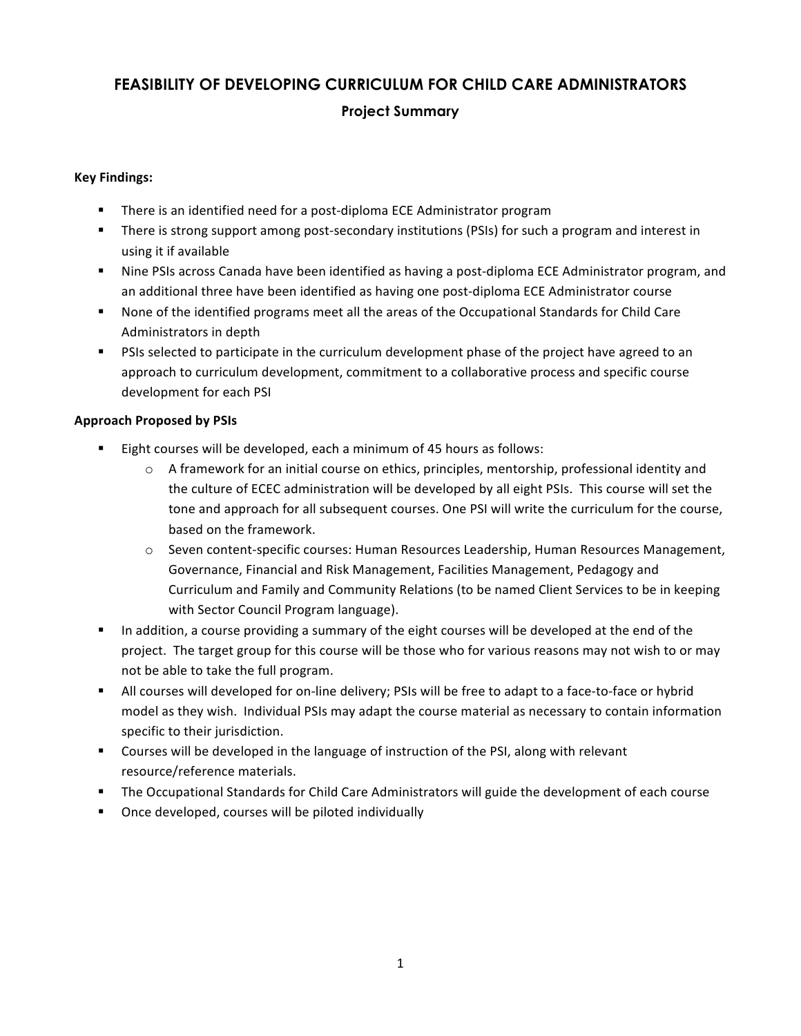# FEASIBILITY OF DEVELOPING CURRICULUM FOR CHILD CARE ADMINISTRATORS

## Project Summary

**Key Findings:**

- There is an identified need for a post-diploma ECE Administrator program
- There is strong support among post-secondary institutions (PSIs) for such a program and interest in using it if available
- Nine PSIs across Canada have been identified as having a post-diploma ECE Administrator program, and an additional three have been identified as having one post-diploma ECE Administrator course
- None of the identified programs meet all the areas of the Occupational Standards for Child Care Administrators in depth
- PSIs selected to participate in the curriculum development phase of the project have agreed to an approach to curriculum development, commitment to a collaborative process and specific course development for each PSI

**Approach Proposed by PSIs**

- Eight courses will be developed, each a minimum of 45 hours as follows:
  - A framework for an initial course on ethics, principles, mentorship, professional identity and the culture of ECEC administration will be developed by all eight PSIs. This course will set the tone and approach for all subsequent courses. One PSI will write the curriculum for the course, based on the framework.
  - Seven content-specific courses: Human Resources Leadership, Human Resources Management, Governance, Financial and Risk Management, Facilities Management, Pedagogy and Curriculum and Family and Community Relations (to be named Client Services to be in keeping with Sector Council Program language).
- In addition, a course providing a summary of the eight courses will be developed at the end of the project. The target group for this course will be those who for various reasons may not wish to or may not be able to take the full program.
- All courses will developed for on-line delivery; PSIs will be free to adapt to a face-to-face or hybrid model as they wish. Individual PSIs may adapt the course material as necessary to contain information specific to their jurisdiction.
- Courses will be developed in the language of instruction of the PSI, along with relevant resource/reference materials.
- The Occupational Standards for Child Care Administrators will guide the development of each course
- Once developed, courses will be piloted individually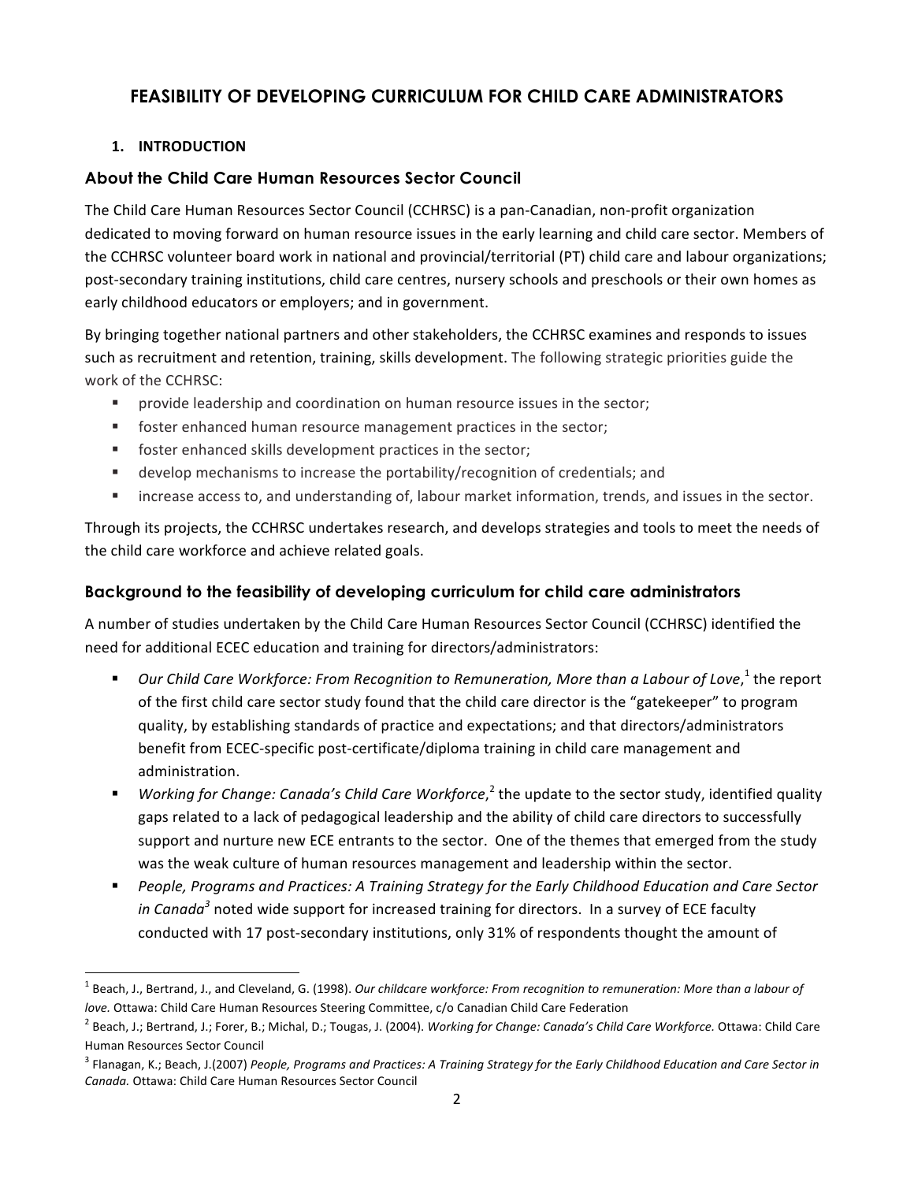# FEASIBILITY OF DEVELOPING CURRICULUM FOR CHILD CARE ADMINISTRATORS

## 1. INTRODUCTION

### About the Child Care Human Resources Sector Council

The Child Care Human Resources Sector Council (CCHRSC) is a pan-Canadian, non-profit organization dedicated to moving forward on human resource issues in the early learning and child care sector. Members of the CCHRSC volunteer board work in national and provincial/territorial (PT) child care and labour organizations; post-secondary training institutions, child care centres, nursery schools and preschools or their own homes as early childhood educators or employers; and in government.

By bringing together national partners and other stakeholders, the CCHRSC examines and responds to issues such as recruitment and retention, training, skills development. The following strategic priorities guide the work of the CCHRSC:

- provide leadership and coordination on human resource issues in the sector;
- foster enhanced human resource management practices in the sector;
- foster enhanced skills development practices in the sector;
- develop mechanisms to increase the portability/recognition of credentials; and
- increase access to, and understanding of, labour market information, trends, and issues in the sector.

Through its projects, the CCHRSC undertakes research, and develops strategies and tools to meet the needs of the child care workforce and achieve related goals.

### Background to the feasibility of developing curriculum for child care administrators

A number of studies undertaken by the Child Care Human Resources Sector Council (CCHRSC) identified the need for additional ECEC education and training for directors/administrators:

- *Our Child Care Workforce: From Recognition to Remuneration, More than a Labour of Love*,[1] the report of the first child care sector study found that the child care director is the "gatekeeper" to program quality, by establishing standards of practice and expectations; and that directors/administrators benefit from ECEC-specific post-certificate/diploma training in child care management and administration.
- *Working for Change: Canada's Child Care Workforce*,[2] the update to the sector study, identified quality gaps related to a lack of pedagogical leadership and the ability of child care directors to successfully support and nurture new ECE entrants to the sector. One of the themes that emerged from the study was the weak culture of human resources management and leadership within the sector.
- *People, Programs and Practices: A Training Strategy for the Early Childhood Education and Care Sector in Canada*[3] noted wide support for increased training for directors. In a survey of ECE faculty conducted with 17 post-secondary institutions, only 31% of respondents thought the amount of

---

[1] Beach, J., Bertrand, J., and Cleveland, G. (1998). *Our childcare workforce: From recognition to remuneration: More than a labour of love.* Ottawa: Child Care Human Resources Steering Committee, c/o Canadian Child Care Federation

[2] Beach, J.; Bertrand, J.; Forer, B.; Michal, D.; Tougas, J. (2004). *Working for Change: Canada's Child Care Workforce.* Ottawa: Child Care Human Resources Sector Council

[3] Flanagan, K.; Beach, J.(2007) *People, Programs and Practices: A Training Strategy for the Early Childhood Education and Care Sector in Canada.* Ottawa: Child Care Human Resources Sector Council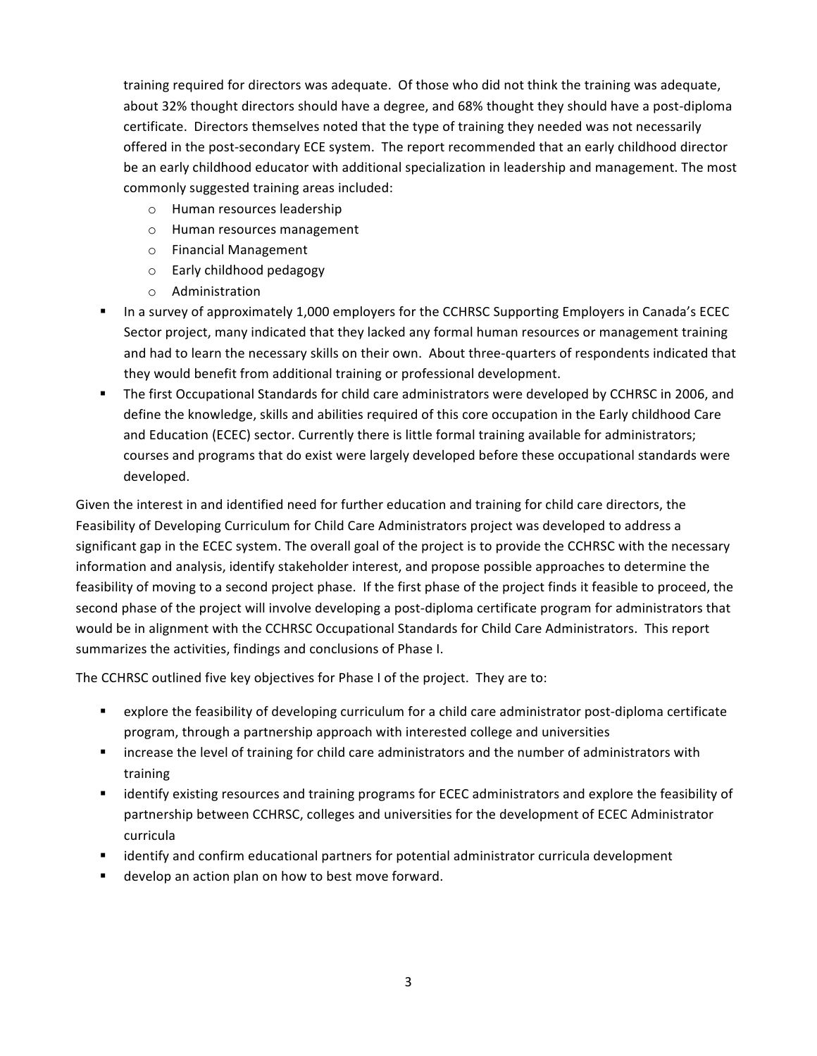training required for directors was adequate. Of those who did not think the training was adequate, about 32% thought directors should have a degree, and 68% thought they should have a post-diploma certificate. Directors themselves noted that the type of training they needed was not necessarily offered in the post-secondary ECE system. The report recommended that an early childhood director be an early childhood educator with additional specialization in leadership and management. The most commonly suggested training areas included:

- Human resources leadership
- Human resources management
- Financial Management
- Early childhood pedagogy
- Administration

- In a survey of approximately 1,000 employers for the CCHRSC Supporting Employers in Canada's ECEC Sector project, many indicated that they lacked any formal human resources or management training and had to learn the necessary skills on their own. About three-quarters of respondents indicated that they would benefit from additional training or professional development.
- The first Occupational Standards for child care administrators were developed by CCHRSC in 2006, and define the knowledge, skills and abilities required of this core occupation in the Early childhood Care and Education (ECEC) sector. Currently there is little formal training available for administrators; courses and programs that do exist were largely developed before these occupational standards were developed.

Given the interest in and identified need for further education and training for child care directors, the Feasibility of Developing Curriculum for Child Care Administrators project was developed to address a significant gap in the ECEC system. The overall goal of the project is to provide the CCHRSC with the necessary information and analysis, identify stakeholder interest, and propose possible approaches to determine the feasibility of moving to a second project phase. If the first phase of the project finds it feasible to proceed, the second phase of the project will involve developing a post-diploma certificate program for administrators that would be in alignment with the CCHRSC Occupational Standards for Child Care Administrators. This report summarizes the activities, findings and conclusions of Phase I.

The CCHRSC outlined five key objectives for Phase I of the project. They are to:

- explore the feasibility of developing curriculum for a child care administrator post-diploma certificate program, through a partnership approach with interested college and universities
- increase the level of training for child care administrators and the number of administrators with training
- identify existing resources and training programs for ECEC administrators and explore the feasibility of partnership between CCHRSC, colleges and universities for the development of ECEC Administrator curricula
- identify and confirm educational partners for potential administrator curricula development
- develop an action plan on how to best move forward.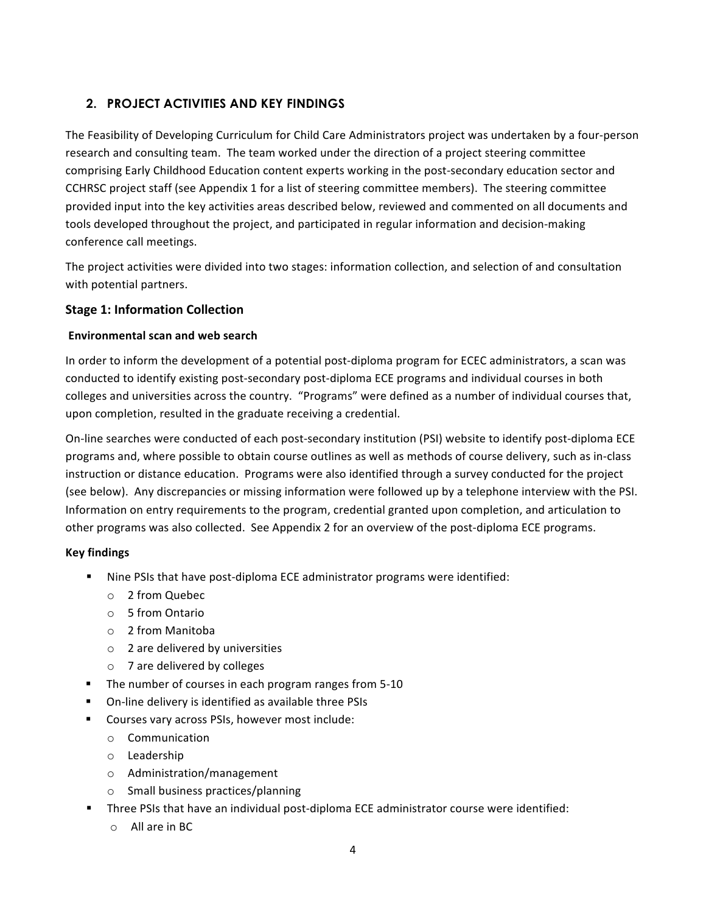## 2. PROJECT ACTIVITIES AND KEY FINDINGS

The Feasibility of Developing Curriculum for Child Care Administrators project was undertaken by a four-person research and consulting team. The team worked under the direction of a project steering committee comprising Early Childhood Education content experts working in the post-secondary education sector and CCHRSC project staff (see Appendix 1 for a list of steering committee members). The steering committee provided input into the key activities areas described below, reviewed and commented on all documents and tools developed throughout the project, and participated in regular information and decision-making conference call meetings.

The project activities were divided into two stages: information collection, and selection of and consultation with potential partners.

### Stage 1: Information Collection

**Environmental scan and web search**

In order to inform the development of a potential post-diploma program for ECEC administrators, a scan was conducted to identify existing post-secondary post-diploma ECE programs and individual courses in both colleges and universities across the country. "Programs" were defined as a number of individual courses that, upon completion, resulted in the graduate receiving a credential.

On-line searches were conducted of each post-secondary institution (PSI) website to identify post-diploma ECE programs and, where possible to obtain course outlines as well as methods of course delivery, such as in-class instruction or distance education. Programs were also identified through a survey conducted for the project (see below). Any discrepancies or missing information were followed up by a telephone interview with the PSI. Information on entry requirements to the program, credential granted upon completion, and articulation to other programs was also collected. See Appendix 2 for an overview of the post-diploma ECE programs.

**Key findings**

- Nine PSIs that have post-diploma ECE administrator programs were identified:
  - 2 from Quebec
  - 5 from Ontario
  - 2 from Manitoba
  - 2 are delivered by universities
  - 7 are delivered by colleges
- The number of courses in each program ranges from 5-10
- On-line delivery is identified as available three PSIs
- Courses vary across PSIs, however most include:
  - Communication
  - Leadership
  - Administration/management
  - Small business practices/planning
- Three PSIs that have an individual post-diploma ECE administrator course were identified:
  - All are in BC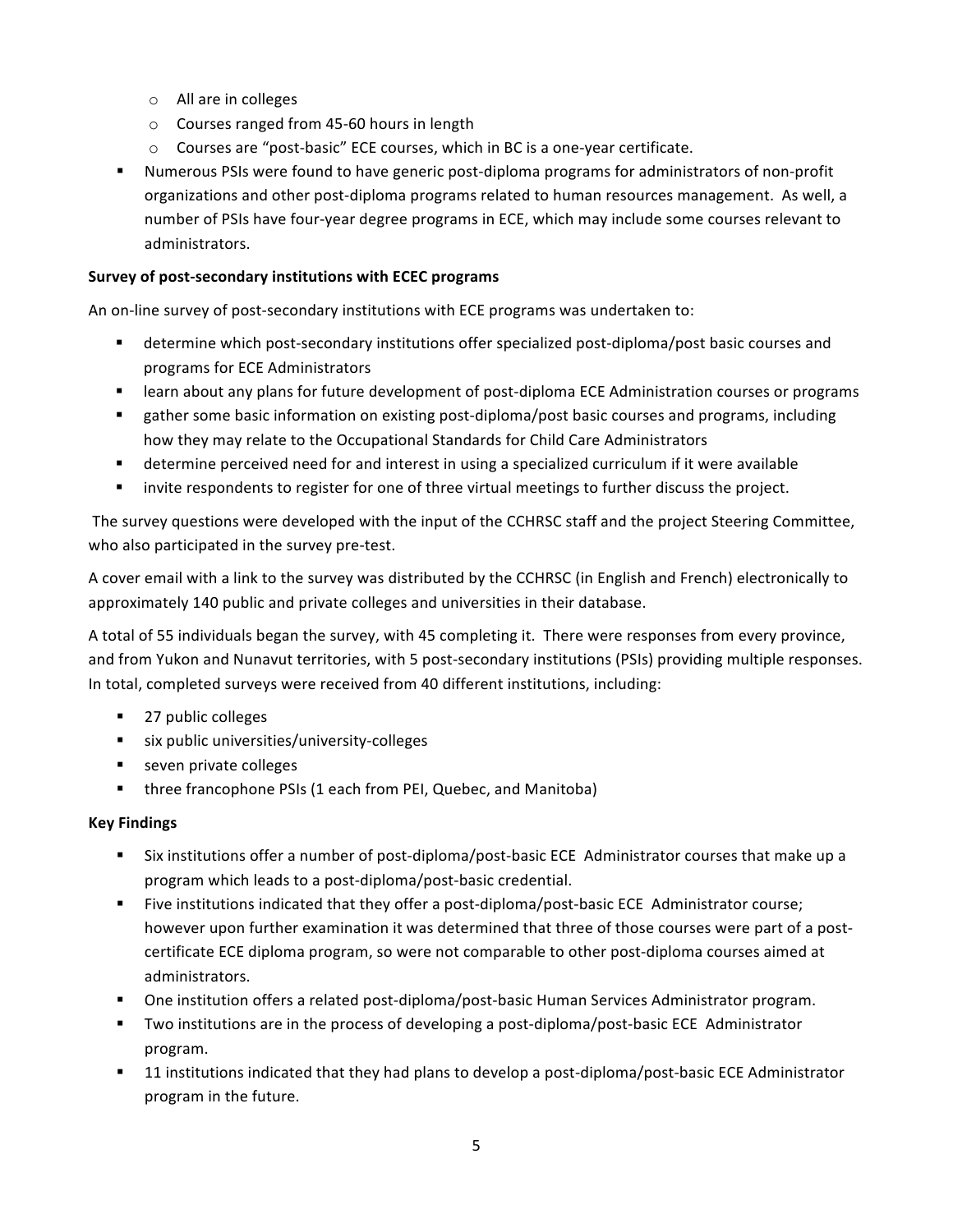- All are in colleges
  - Courses ranged from 45-60 hours in length
  - Courses are "post-basic" ECE courses, which in BC is a one-year certificate.
- Numerous PSIs were found to have generic post-diploma programs for administrators of non-profit organizations and other post-diploma programs related to human resources management. As well, a number of PSIs have four-year degree programs in ECE, which may include some courses relevant to administrators.

**Survey of post-secondary institutions with ECEC programs**

An on-line survey of post-secondary institutions with ECE programs was undertaken to:

- determine which post-secondary institutions offer specialized post-diploma/post basic courses and programs for ECE Administrators
- learn about any plans for future development of post-diploma ECE Administration courses or programs
- gather some basic information on existing post-diploma/post basic courses and programs, including how they may relate to the Occupational Standards for Child Care Administrators
- determine perceived need for and interest in using a specialized curriculum if it were available
- invite respondents to register for one of three virtual meetings to further discuss the project.

The survey questions were developed with the input of the CCHRSC staff and the project Steering Committee, who also participated in the survey pre-test.

A cover email with a link to the survey was distributed by the CCHRSC (in English and French) electronically to approximately 140 public and private colleges and universities in their database.

A total of 55 individuals began the survey, with 45 completing it. There were responses from every province, and from Yukon and Nunavut territories, with 5 post-secondary institutions (PSIs) providing multiple responses. In total, completed surveys were received from 40 different institutions, including:

- 27 public colleges
- six public universities/university-colleges
- seven private colleges
- three francophone PSIs (1 each from PEI, Quebec, and Manitoba)

**Key Findings**

- Six institutions offer a number of post-diploma/post-basic ECE Administrator courses that make up a program which leads to a post-diploma/post-basic credential.
- Five institutions indicated that they offer a post-diploma/post-basic ECE Administrator course; however upon further examination it was determined that three of those courses were part of a post-certificate ECE diploma program, so were not comparable to other post-diploma courses aimed at administrators.
- One institution offers a related post-diploma/post-basic Human Services Administrator program.
- Two institutions are in the process of developing a post-diploma/post-basic ECE Administrator program.
- 11 institutions indicated that they had plans to develop a post-diploma/post-basic ECE Administrator program in the future.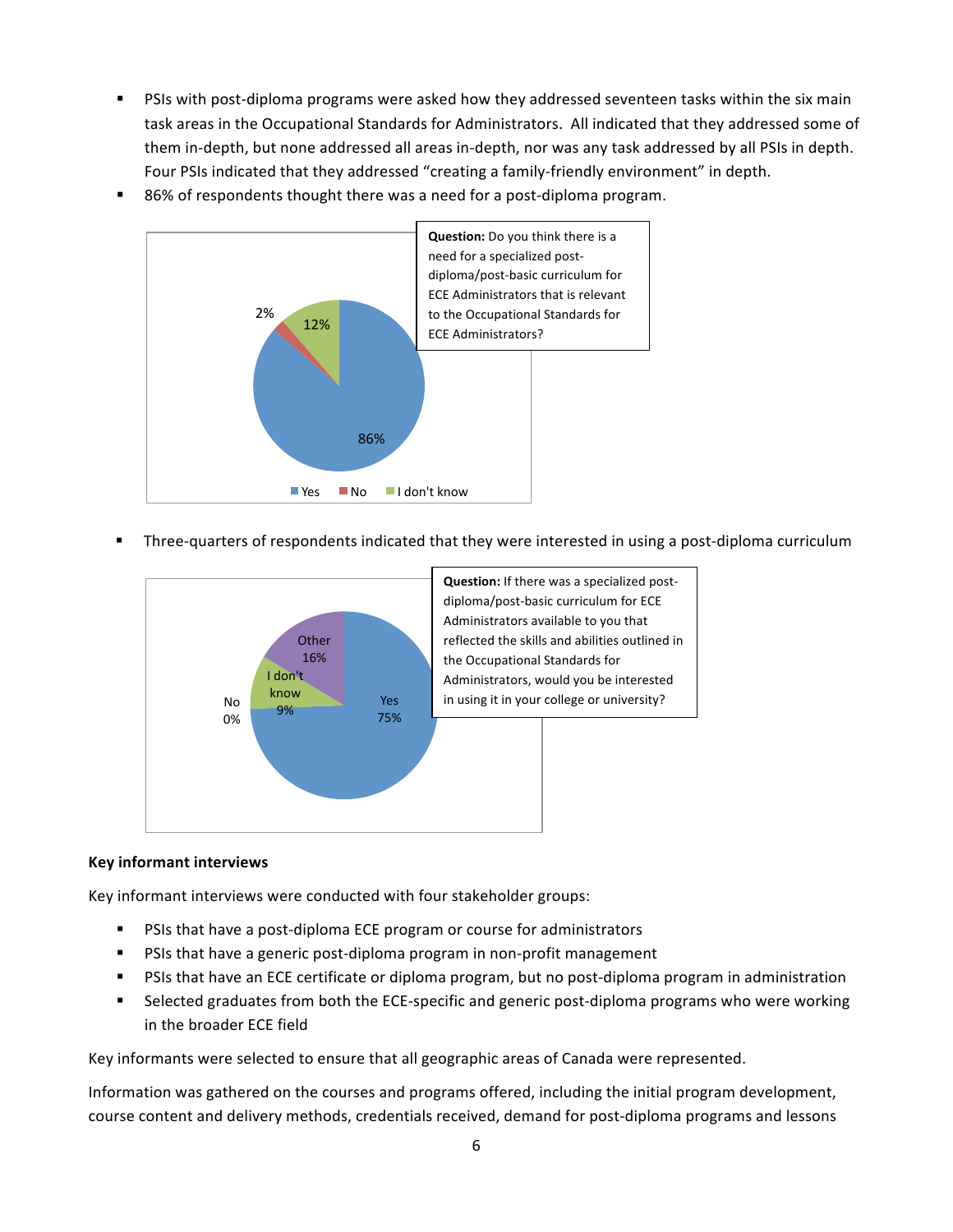- PSIs with post-diploma programs were asked how they addressed seventeen tasks within the six main task areas in the Occupational Standards for Administrators. All indicated that they addressed some of them in-depth, but none addressed all areas in-depth, nor was any task addressed by all PSIs in depth. Four PSIs indicated that they addressed "creating a family-friendly environment" in depth.
- 86% of respondents thought there was a need for a post-diploma program.

**Question:** Do you think there is a need for a specialized post-diploma/post-basic curriculum for ECE Administrators that is relevant to the Occupational Standards for ECE Administrators?

| Response | Percentage |
|---|---|
| Yes | 86% |
| No | 2% |
| I don't know | 12% |

- Three-quarters of respondents indicated that they were interested in using a post-diploma curriculum

**Question:** If there was a specialized post-diploma/post-basic curriculum for ECE Administrators available to you that reflected the skills and abilities outlined in the Occupational Standards for Administrators, would you be interested in using it in your college or university?

| Response | Percentage |
|---|---|
| Yes | 75% |
| No | 0% |
| I don't know | 9% |
| Other | 16% |

**Key informant interviews**

Key informant interviews were conducted with four stakeholder groups:

- PSIs that have a post-diploma ECE program or course for administrators
- PSIs that have a generic post-diploma program in non-profit management
- PSIs that have an ECE certificate or diploma program, but no post-diploma program in administration
- Selected graduates from both the ECE-specific and generic post-diploma programs who were working in the broader ECE field

Key informants were selected to ensure that all geographic areas of Canada were represented.

Information was gathered on the courses and programs offered, including the initial program development, course content and delivery methods, credentials received, demand for post-diploma programs and lessons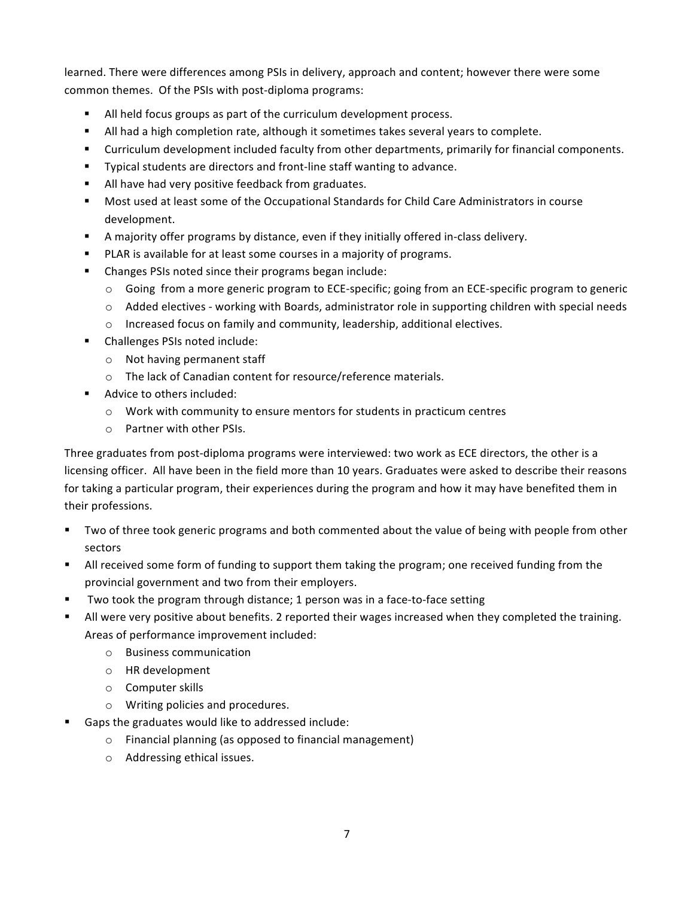learned. There were differences among PSIs in delivery, approach and content; however there were some common themes. Of the PSIs with post-diploma programs:

- All held focus groups as part of the curriculum development process.
- All had a high completion rate, although it sometimes takes several years to complete.
- Curriculum development included faculty from other departments, primarily for financial components.
- Typical students are directors and front-line staff wanting to advance.
- All have had very positive feedback from graduates.
- Most used at least some of the Occupational Standards for Child Care Administrators in course development.
- A majority offer programs by distance, even if they initially offered in-class delivery.
- PLAR is available for at least some courses in a majority of programs.
- Changes PSIs noted since their programs began include:
  - Going from a more generic program to ECE-specific; going from an ECE-specific program to generic
  - Added electives - working with Boards, administrator role in supporting children with special needs
  - Increased focus on family and community, leadership, additional electives.
- Challenges PSIs noted include:
  - Not having permanent staff
  - The lack of Canadian content for resource/reference materials.
- Advice to others included:
  - Work with community to ensure mentors for students in practicum centres
  - Partner with other PSIs.

Three graduates from post-diploma programs were interviewed: two work as ECE directors, the other is a licensing officer. All have been in the field more than 10 years. Graduates were asked to describe their reasons for taking a particular program, their experiences during the program and how it may have benefited them in their professions.

- Two of three took generic programs and both commented about the value of being with people from other sectors
- All received some form of funding to support them taking the program; one received funding from the provincial government and two from their employers.
- Two took the program through distance; 1 person was in a face-to-face setting
- All were very positive about benefits. 2 reported their wages increased when they completed the training. Areas of performance improvement included:
  - Business communication
  - HR development
  - Computer skills
  - Writing policies and procedures.
- Gaps the graduates would like to addressed include:
  - Financial planning (as opposed to financial management)
  - Addressing ethical issues.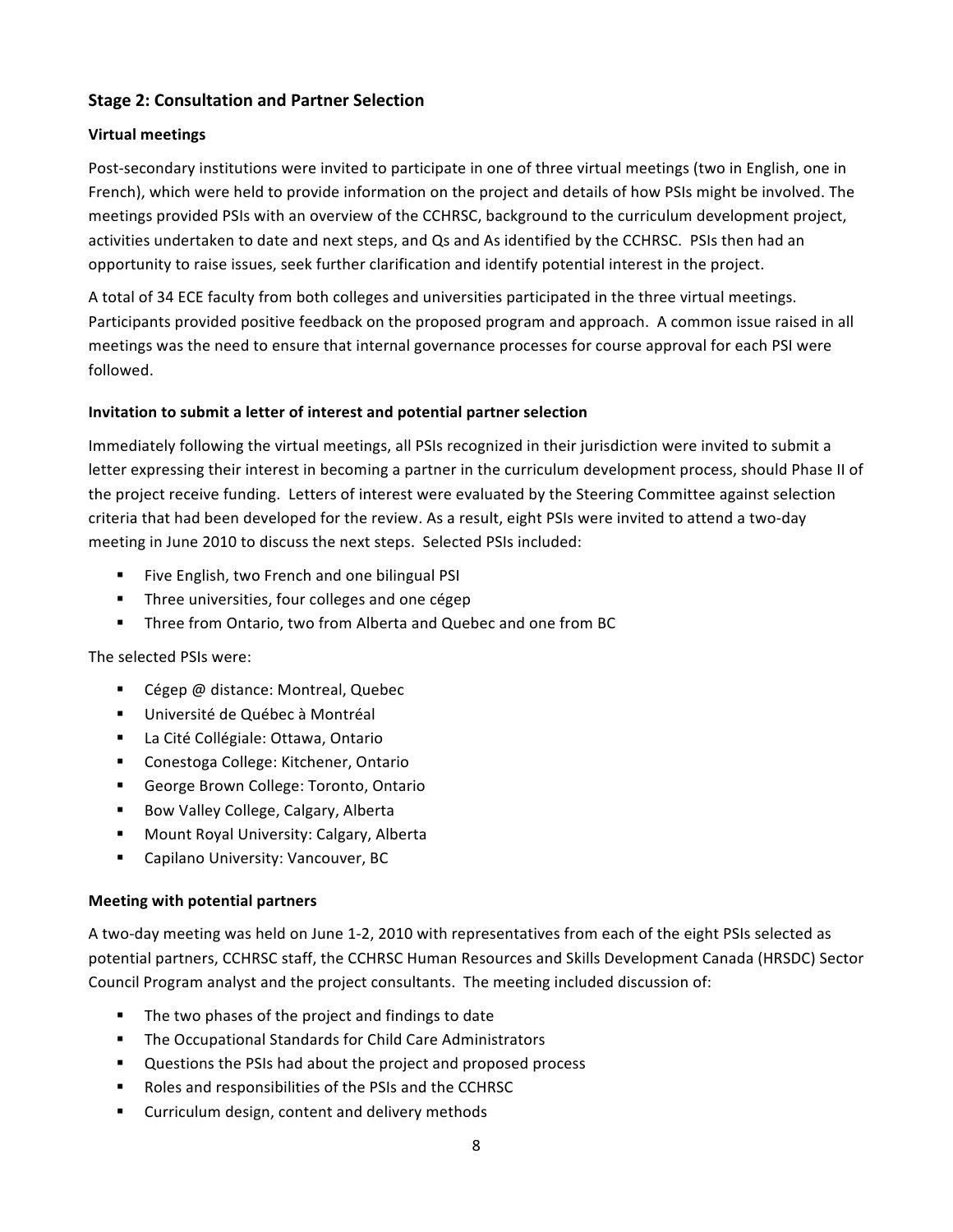## Stage 2: Consultation and Partner Selection

### Virtual meetings

Post-secondary institutions were invited to participate in one of three virtual meetings (two in English, one in French), which were held to provide information on the project and details of how PSIs might be involved. The meetings provided PSIs with an overview of the CCHRSC, background to the curriculum development project, activities undertaken to date and next steps, and Qs and As identified by the CCHRSC. PSIs then had an opportunity to raise issues, seek further clarification and identify potential interest in the project.

A total of 34 ECE faculty from both colleges and universities participated in the three virtual meetings. Participants provided positive feedback on the proposed program and approach. A common issue raised in all meetings was the need to ensure that internal governance processes for course approval for each PSI were followed.

### Invitation to submit a letter of interest and potential partner selection

Immediately following the virtual meetings, all PSIs recognized in their jurisdiction were invited to submit a letter expressing their interest in becoming a partner in the curriculum development process, should Phase II of the project receive funding. Letters of interest were evaluated by the Steering Committee against selection criteria that had been developed for the review. As a result, eight PSIs were invited to attend a two-day meeting in June 2010 to discuss the next steps. Selected PSIs included:

- Five English, two French and one bilingual PSI
- Three universities, four colleges and one cégep
- Three from Ontario, two from Alberta and Quebec and one from BC

The selected PSIs were:

- Cégep @ distance: Montreal, Quebec
- Université de Québec à Montréal
- La Cité Collégiale: Ottawa, Ontario
- Conestoga College: Kitchener, Ontario
- George Brown College: Toronto, Ontario
- Bow Valley College, Calgary, Alberta
- Mount Royal University: Calgary, Alberta
- Capilano University: Vancouver, BC

### Meeting with potential partners

A two-day meeting was held on June 1-2, 2010 with representatives from each of the eight PSIs selected as potential partners, CCHRSC staff, the CCHRSC Human Resources and Skills Development Canada (HRSDC) Sector Council Program analyst and the project consultants. The meeting included discussion of:

- The two phases of the project and findings to date
- The Occupational Standards for Child Care Administrators
- Questions the PSIs had about the project and proposed process
- Roles and responsibilities of the PSIs and the CCHRSC
- Curriculum design, content and delivery methods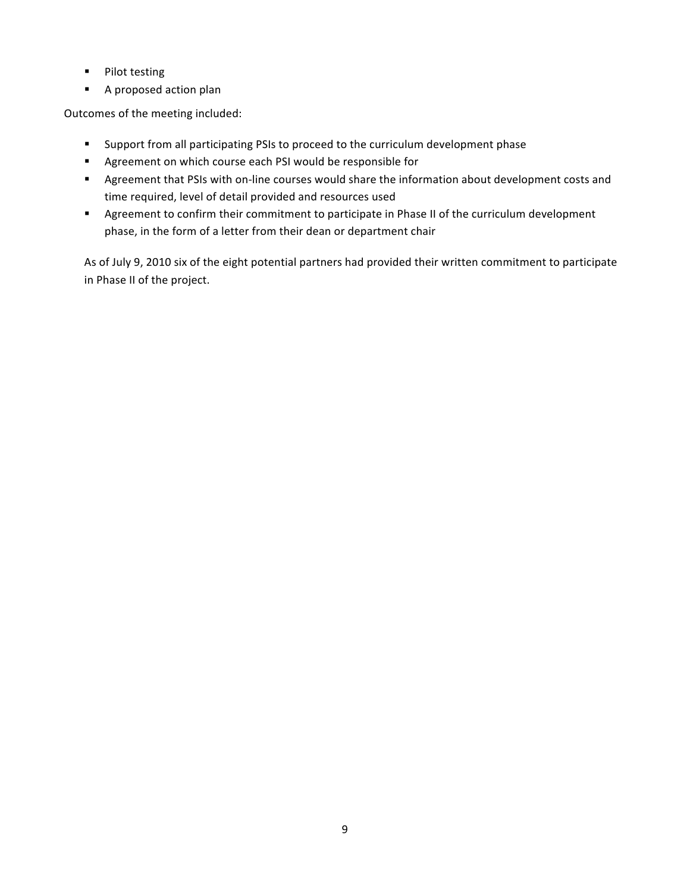- Pilot testing
- A proposed action plan

Outcomes of the meeting included:

- Support from all participating PSIs to proceed to the curriculum development phase
- Agreement on which course each PSI would be responsible for
- Agreement that PSIs with on-line courses would share the information about development costs and time required, level of detail provided and resources used
- Agreement to confirm their commitment to participate in Phase II of the curriculum development phase, in the form of a letter from their dean or department chair

As of July 9, 2010 six of the eight potential partners had provided their written commitment to participate in Phase II of the project.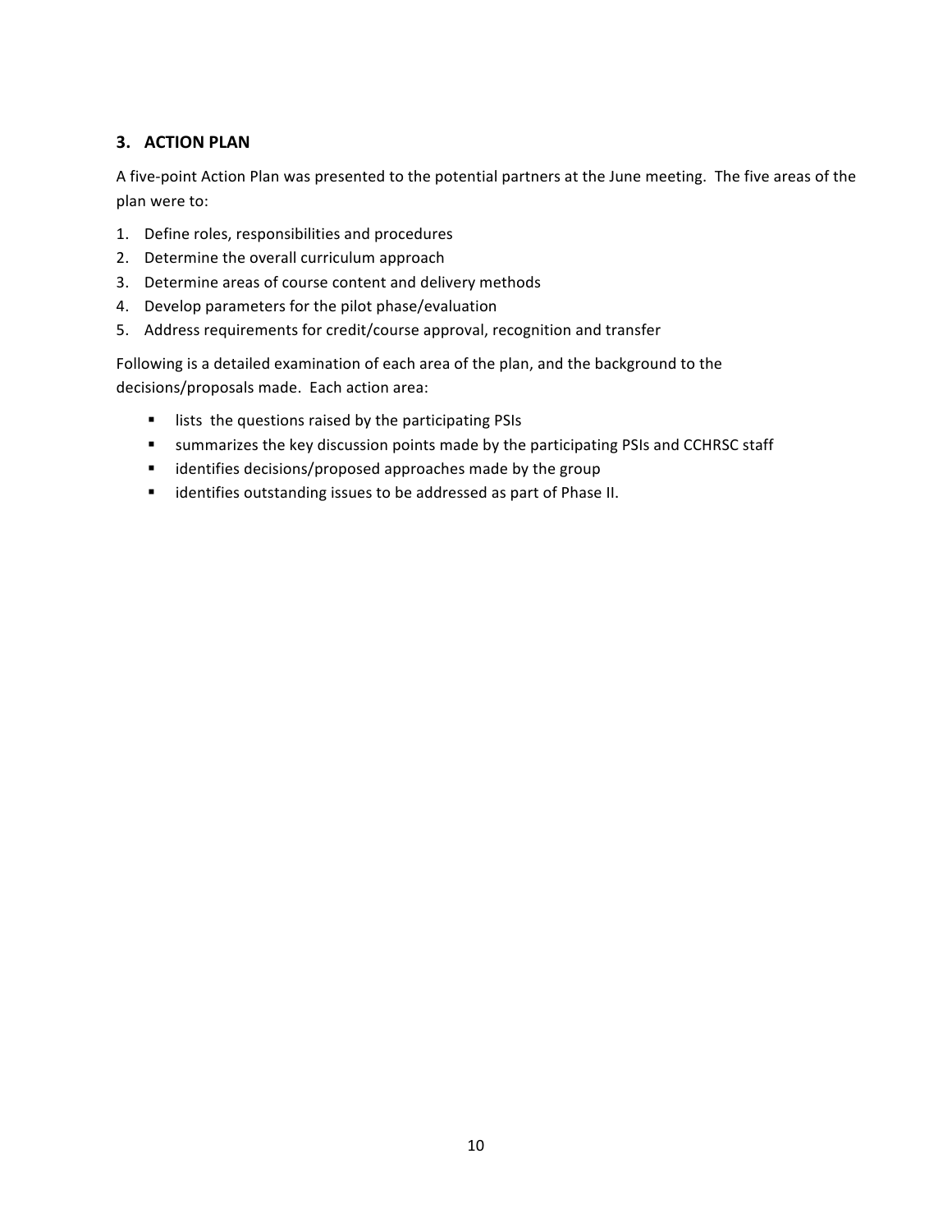## 3. ACTION PLAN

A five-point Action Plan was presented to the potential partners at the June meeting. The five areas of the plan were to:

1. Define roles, responsibilities and procedures
2. Determine the overall curriculum approach
3. Determine areas of course content and delivery methods
4. Develop parameters for the pilot phase/evaluation
5. Address requirements for credit/course approval, recognition and transfer

Following is a detailed examination of each area of the plan, and the background to the decisions/proposals made. Each action area:

- lists the questions raised by the participating PSIs
- summarizes the key discussion points made by the participating PSIs and CCHRSC staff
- identifies decisions/proposed approaches made by the group
- identifies outstanding issues to be addressed as part of Phase II.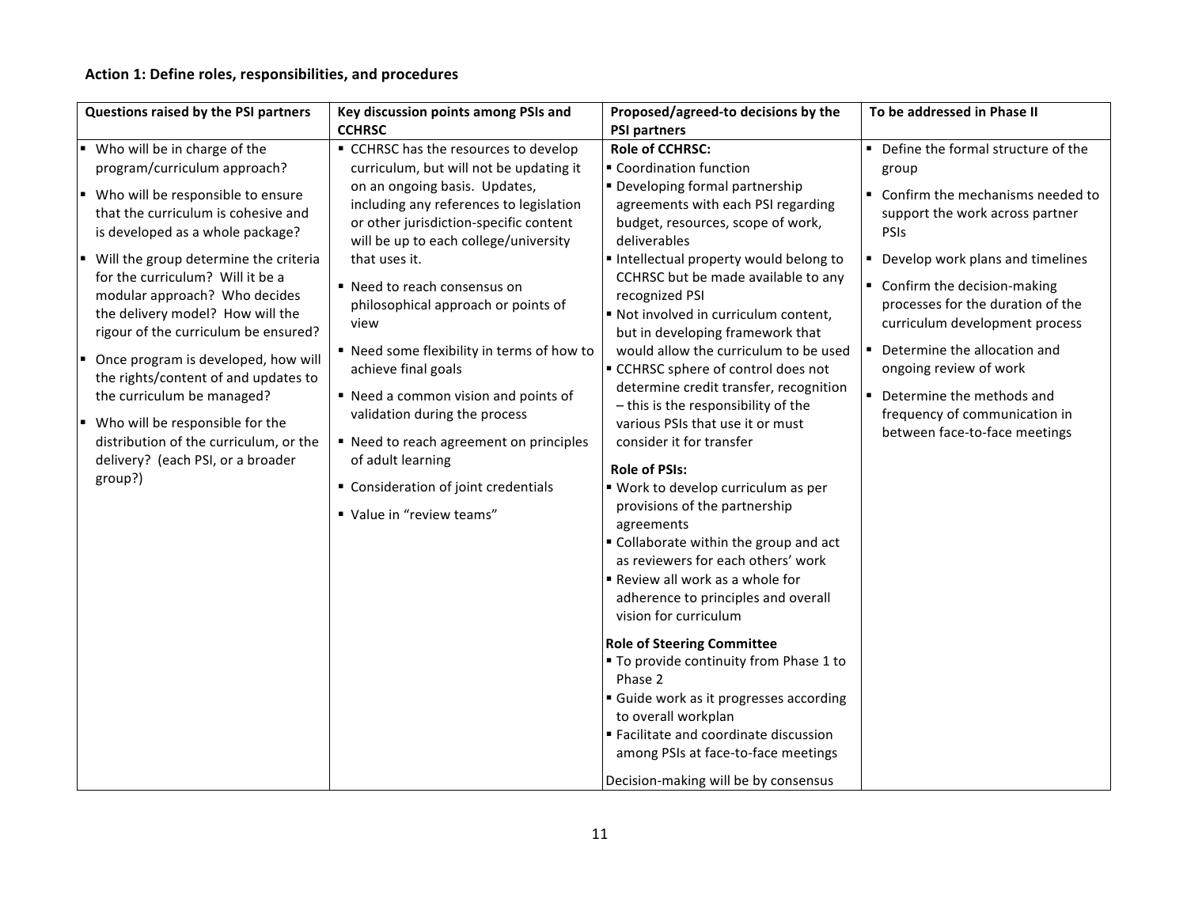### Action 1: Define roles, responsibilities, and procedures

| Questions raised by the PSI partners | Key discussion points among PSIs and CCHRSC | Proposed/agreed-to decisions by the PSI partners | To be addressed in Phase II |
|---|---|---|---|
| ▪ Who will be in charge of the program/curriculum approach?<br>▪ Who will be responsible to ensure that the curriculum is cohesive and is developed as a whole package?<br>▪ Will the group determine the criteria for the curriculum? Will it be a modular approach? Who decides the delivery model? How will the rigour of the curriculum be ensured?<br>▪ Once program is developed, how will the rights/content of and updates to the curriculum be managed?<br>▪ Who will be responsible for the distribution of the curriculum, or the delivery? (each PSI, or a broader group?) | ▪ CCHRSC has the resources to develop curriculum, but will not be updating it on an ongoing basis. Updates, including any references to legislation or other jurisdiction-specific content will be up to each college/university that uses it.<br>▪ Need to reach consensus on philosophical approach or points of view<br>▪ Need some flexibility in terms of how to achieve final goals<br>▪ Need a common vision and points of validation during the process<br>▪ Need to reach agreement on principles of adult learning<br>▪ Consideration of joint credentials<br>▪ Value in "review teams" | **Role of CCHRSC:**<br>▪ Coordination function<br>▪ Developing formal partnership agreements with each PSI regarding budget, resources, scope of work, deliverables<br>▪ Intellectual property would belong to CCHRSC but be made available to any recognized PSI<br>▪ Not involved in curriculum content, but in developing framework that would allow the curriculum to be used<br>▪ CCHRSC sphere of control does not determine credit transfer, recognition – this is the responsibility of the various PSIs that use it or must consider it for transfer<br><br>**Role of PSIs:**<br>▪ Work to develop curriculum as per provisions of the partnership agreements<br>▪ Collaborate within the group and act as reviewers for each others' work<br>▪ Review all work as a whole for adherence to principles and overall vision for curriculum<br><br>**Role of Steering Committee**<br>▪ To provide continuity from Phase 1 to Phase 2<br>▪ Guide work as it progresses according to overall workplan<br>▪ Facilitate and coordinate discussion among PSIs at face-to-face meetings<br><br>Decision-making will be by consensus | ▪ Define the formal structure of the group<br>▪ Confirm the mechanisms needed to support the work across partner PSIs<br>▪ Develop work plans and timelines<br>▪ Confirm the decision-making processes for the duration of the curriculum development process<br>▪ Determine the allocation and ongoing review of work<br>▪ Determine the methods and frequency of communication in between face-to-face meetings |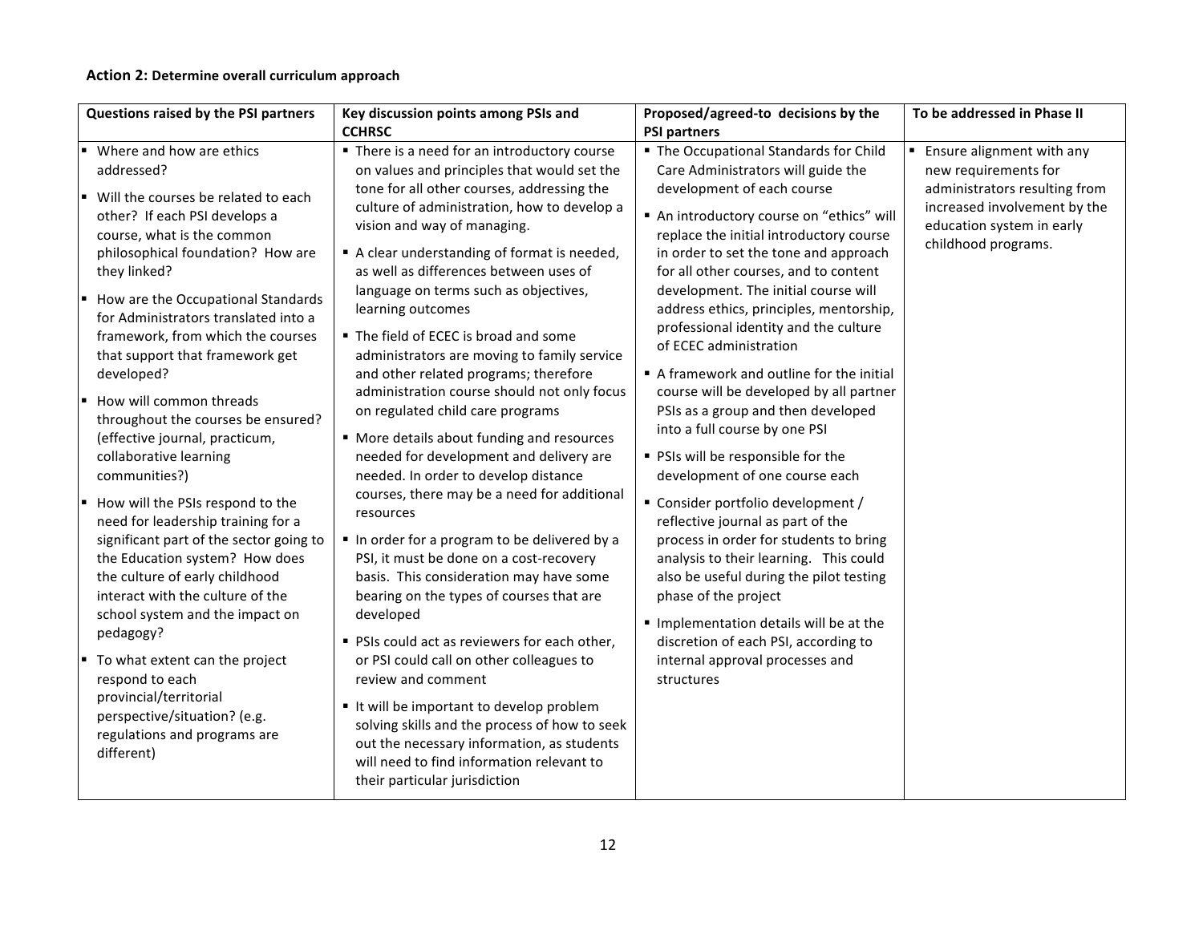**Action 2:** **Determine overall curriculum approach**

| Questions raised by the PSI partners | Key discussion points among PSIs and CCHRSC | Proposed/agreed-to decisions by the PSI partners | To be addressed in Phase II |
|---|---|---|---|
| ▪ Where and how are ethics addressed?<br>▪ Will the courses be related to each other? If each PSI develops a course, what is the common philosophical foundation? How are they linked?<br>▪ How are the Occupational Standards for Administrators translated into a framework, from which the courses that support that framework get developed?<br>▪ How will common threads throughout the courses be ensured? (effective journal, practicum, collaborative learning communities?)<br>▪ How will the PSIs respond to the need for leadership training for a significant part of the sector going to the Education system? How does the culture of early childhood interact with the culture of the school system and the impact on pedagogy?<br>▪ To what extent can the project respond to each provincial/territorial perspective/situation? (e.g. regulations and programs are different) | ▪ There is a need for an introductory course on values and principles that would set the tone for all other courses, addressing the culture of administration, how to develop a vision and way of managing.<br>▪ A clear understanding of format is needed, as well as differences between uses of language on terms such as objectives, learning outcomes<br>▪ The field of ECEC is broad and some administrators are moving to family service and other related programs; therefore administration course should not only focus on regulated child care programs<br>▪ More details about funding and resources needed for development and delivery are needed. In order to develop distance courses, there may be a need for additional resources<br>▪ In order for a program to be delivered by a PSI, it must be done on a cost-recovery basis. This consideration may have some bearing on the types of courses that are developed<br>▪ PSIs could act as reviewers for each other, or PSI could call on other colleagues to review and comment<br>▪ It will be important to develop problem solving skills and the process of how to seek out the necessary information, as students will need to find information relevant to their particular jurisdiction | ▪ The Occupational Standards for Child Care Administrators will guide the development of each course<br>▪ An introductory course on "ethics" will replace the initial introductory course in order to set the tone and approach for all other courses, and to content development. The initial course will address ethics, principles, mentorship, professional identity and the culture of ECEC administration<br>▪ A framework and outline for the initial course will be developed by all partner PSIs as a group and then developed into a full course by one PSI<br>▪ PSIs will be responsible for the development of one course each<br>▪ Consider portfolio development / reflective journal as part of the process in order for students to bring analysis to their learning. This could also be useful during the pilot testing phase of the project<br>▪ Implementation details will be at the discretion of each PSI, according to internal approval processes and structures | ▪ Ensure alignment with any new requirements for administrators resulting from increased involvement by the education system in early childhood programs. |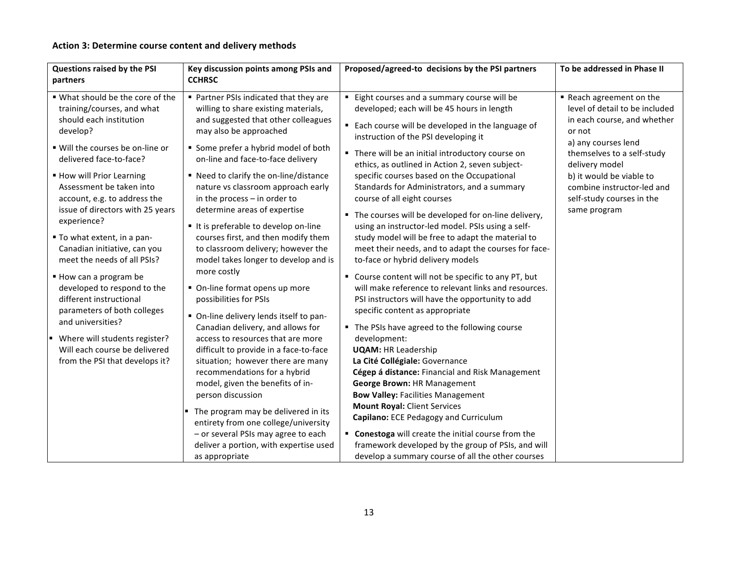### Action 3: Determine course content and delivery methods

| Questions raised by the PSI partners | Key discussion points among PSIs and CCHRSC | Proposed/agreed-to decisions by the PSI partners | To be addressed in Phase II |
|---|---|---|---|
| ▪ What should be the core of the training/courses, and what should each institution develop?<br>▪ Will the courses be on-line or delivered face-to-face?<br>▪ How will Prior Learning Assessment be taken into account, e.g. to address the issue of directors with 25 years experience?<br>▪ To what extent, in a pan-Canadian initiative, can you meet the needs of all PSIs?<br>▪ How can a program be developed to respond to the different instructional parameters of both colleges and universities?<br>▪ Where will students register? Will each course be delivered from the PSI that develops it? | ▪ Partner PSIs indicated that they are willing to share existing materials, and suggested that other colleagues may also be approached<br>▪ Some prefer a hybrid model of both on-line and face-to-face delivery<br>▪ Need to clarify the on-line/distance nature vs classroom approach early in the process – in order to determine areas of expertise<br>▪ It is preferable to develop on-line courses first, and then modify them to classroom delivery; however the model takes longer to develop and is more costly<br>▪ On-line format opens up more possibilities for PSIs<br>▪ On-line delivery lends itself to pan-Canadian delivery, and allows for access to resources that are more difficult to provide in a face-to-face situation; however there are many recommendations for a hybrid model, given the benefits of in-person discussion<br>▪ The program may be delivered in its entirety from one college/university – or several PSIs may agree to each deliver a portion, with expertise used as appropriate | ▪ Eight courses and a summary course will be developed; each will be 45 hours in length<br>▪ Each course will be developed in the language of instruction of the PSI developing it<br>▪ There will be an initial introductory course on ethics, as outlined in Action 2, seven subject-specific courses based on the Occupational Standards for Administrators, and a summary course of all eight courses<br>▪ The courses will be developed for on-line delivery, using an instructor-led model. PSIs using a self-study model will be free to adapt the material to meet their needs, and to adapt the courses for face-to-face or hybrid delivery models<br>▪ Course content will not be specific to any PT, but will make reference to relevant links and resources. PSI instructors will have the opportunity to add specific content as appropriate<br>▪ The PSIs have agreed to the following course development:<br>**UQAM:** HR Leadership<br>**La Cité Collégiale:** Governance<br>**Cégep á distance:** Financial and Risk Management<br>**George Brown:** HR Management<br>**Bow Valley:** Facilities Management<br>**Mount Royal:** Client Services<br>**Capilano:** ECE Pedagogy and Curriculum<br>▪ **Conestoga** will create the initial course from the framework developed by the group of PSIs, and will develop a summary course of all the other courses | ▪ Reach agreement on the level of detail to be included in each course, and whether or not<br>a) any courses lend themselves to a self-study delivery model<br>b) it would be viable to combine instructor-led and self-study courses in the same program |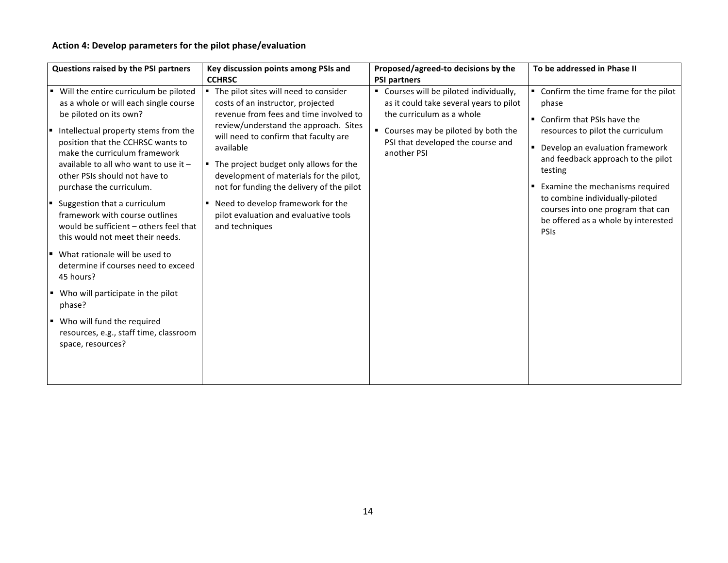**Action 4: Develop parameters for the pilot phase/evaluation**

| Questions raised by the PSI partners | Key discussion points among PSIs and CCHRSC | Proposed/agreed-to decisions by the PSI partners | To be addressed in Phase II |
|---|---|---|---|
| ▪ Will the entire curriculum be piloted as a whole or will each single course be piloted on its own?<br>▪ Intellectual property stems from the position that the CCHRSC wants to make the curriculum framework available to all who want to use it – other PSIs should not have to purchase the curriculum.<br>▪ Suggestion that a curriculum framework with course outlines would be sufficient – others feel that this would not meet their needs.<br>▪ What rationale will be used to determine if courses need to exceed 45 hours?<br>▪ Who will participate in the pilot phase?<br>▪ Who will fund the required resources, e.g., staff time, classroom space, resources? | ▪ The pilot sites will need to consider costs of an instructor, projected revenue from fees and time involved to review/understand the approach. Sites will need to confirm that faculty are available<br>▪ The project budget only allows for the development of materials for the pilot, not for funding the delivery of the pilot<br>▪ Need to develop framework for the pilot evaluation and evaluative tools and techniques | ▪ Courses will be piloted individually, as it could take several years to pilot the curriculum as a whole<br>▪ Courses may be piloted by both the PSI that developed the course and another PSI | ▪ Confirm the time frame for the pilot phase<br>▪ Confirm that PSIs have the resources to pilot the curriculum<br>▪ Develop an evaluation framework and feedback approach to the pilot testing<br>▪ Examine the mechanisms required to combine individually-piloted courses into one program that can be offered as a whole by interested PSIs |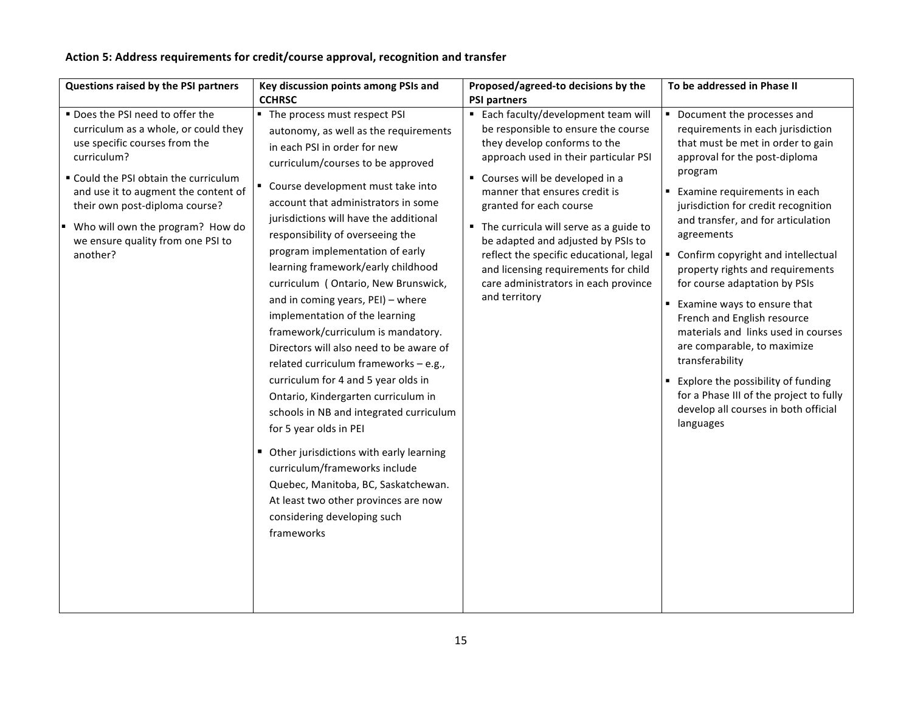**Action 5: Address requirements for credit/course approval, recognition and transfer**

| Questions raised by the PSI partners | Key discussion points among PSIs and CCHRSC | Proposed/agreed-to decisions by the PSI partners | To be addressed in Phase II |
|---|---|---|---|
| ▪ Does the PSI need to offer the curriculum as a whole, or could they use specific courses from the curriculum?<br>▪ Could the PSI obtain the curriculum and use it to augment the content of their own post-diploma course?<br>▪ Who will own the program? How do we ensure quality from one PSI to another? | ▪ The process must respect PSI autonomy, as well as the requirements in each PSI in order for new curriculum/courses to be approved<br>▪ Course development must take into account that administrators in some jurisdictions will have the additional responsibility of overseeing the program implementation of early learning framework/early childhood curriculum ( Ontario, New Brunswick, and in coming years, PEI) – where implementation of the learning framework/curriculum is mandatory. Directors will also need to be aware of related curriculum frameworks – e.g., curriculum for 4 and 5 year olds in Ontario, Kindergarten curriculum in schools in NB and integrated curriculum for 5 year olds in PEI<br>▪ Other jurisdictions with early learning curriculum/frameworks include Quebec, Manitoba, BC, Saskatchewan. At least two other provinces are now considering developing such frameworks | ▪ Each faculty/development team will be responsible to ensure the course they develop conforms to the approach used in their particular PSI<br>▪ Courses will be developed in a manner that ensures credit is granted for each course<br>▪ The curricula will serve as a guide to be adapted and adjusted by PSIs to reflect the specific educational, legal and licensing requirements for child care administrators in each province and territory | ▪ Document the processes and requirements in each jurisdiction that must be met in order to gain approval for the post-diploma program<br>▪ Examine requirements in each jurisdiction for credit recognition and transfer, and for articulation agreements<br>▪ Confirm copyright and intellectual property rights and requirements for course adaptation by PSIs<br>▪ Examine ways to ensure that French and English resource materials and links used in courses are comparable, to maximize transferability<br>▪ Explore the possibility of funding for a Phase III of the project to fully develop all courses in both official languages |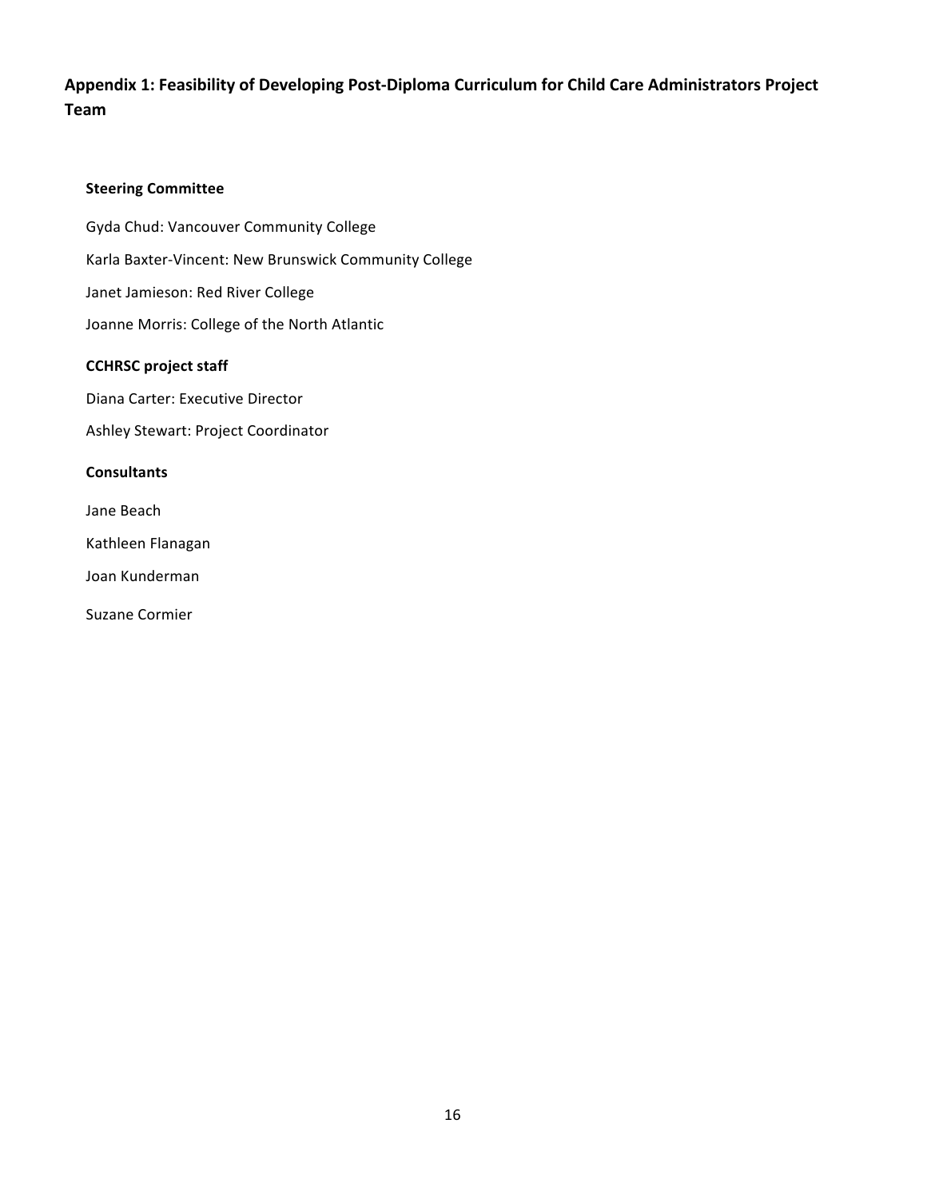## Appendix 1: Feasibility of Developing Post-Diploma Curriculum for Child Care Administrators Project Team

### Steering Committee

Gyda Chud: Vancouver Community College

Karla Baxter-Vincent: New Brunswick Community College

Janet Jamieson: Red River College

Joanne Morris: College of the North Atlantic

### CCHRSC project staff

Diana Carter: Executive Director

Ashley Stewart: Project Coordinator

### Consultants

Jane Beach

Kathleen Flanagan

Joan Kunderman

Suzane Cormier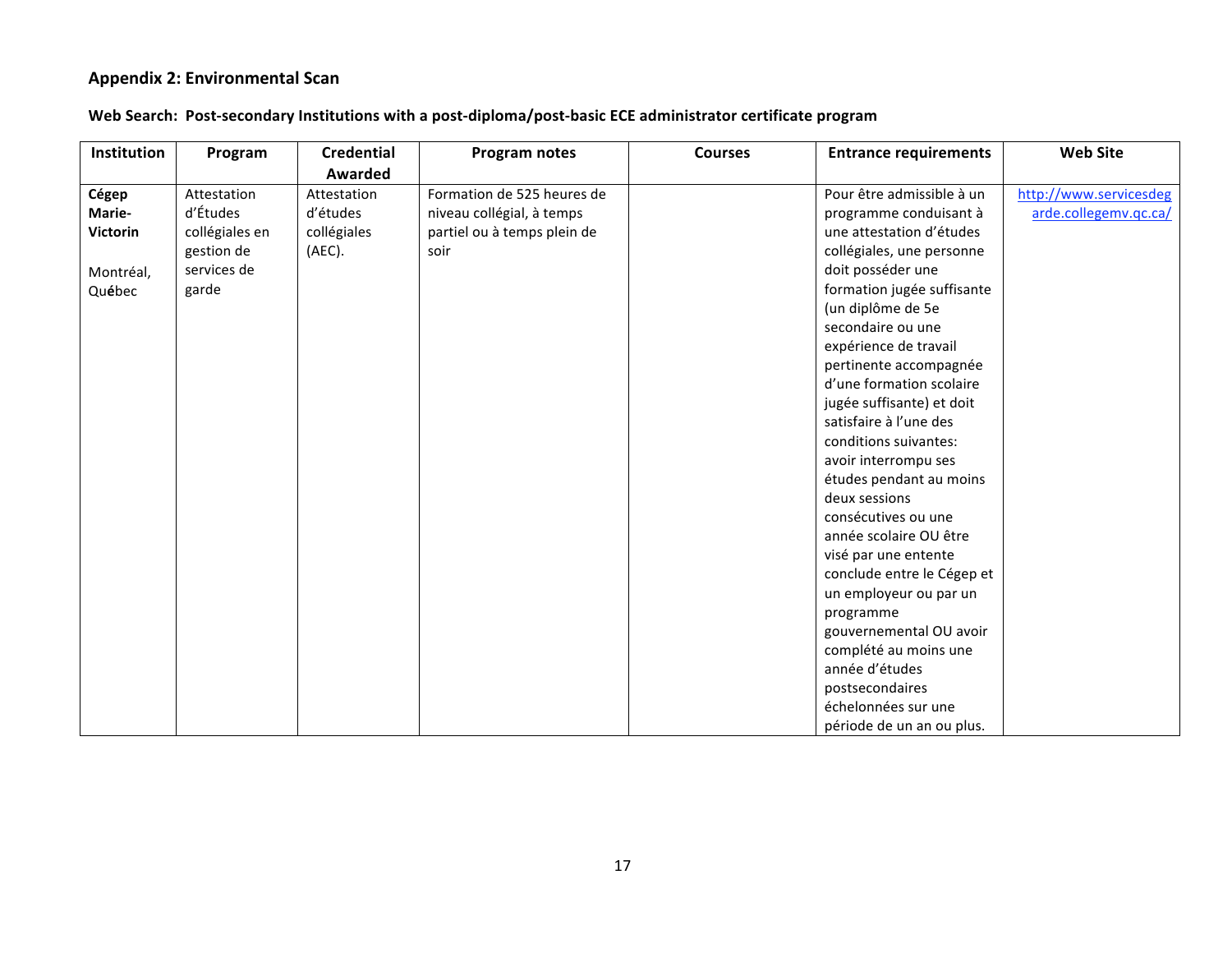## Appendix 2: Environmental Scan

### Web Search: Post-secondary Institutions with a post-diploma/post-basic ECE administrator certificate program

| Institution | Program | Credential Awarded | Program notes | Courses | Entrance requirements | Web Site |
|---|---|---|---|---|---|---|
| **Cégep Marie-Victorin**<br><br>Montréal, Québec | Attestation d'Études collégiales en gestion de services de garde | Attestation d'études collégiales (AEC). | Formation de 525 heures de niveau collégial, à temps partiel ou à temps plein de soir | | Pour être admissible à un programme conduisant à une attestation d'études collégiales, une personne doit posséder une formation jugée suffisante (un diplôme de 5e secondaire ou une expérience de travail pertinente accompagnée d'une formation scolaire jugée suffisante) et doit satisfaire à l'une des conditions suivantes: avoir interrompu ses études pendant au moins deux sessions consécutives ou une année scolaire OU être visé par une entente conclude entre le Cégep et un employeur ou par un programme gouvernemental OU avoir complété au moins une année d'études postsecondaires échelonnées sur une période de un an ou plus. | http://www.servicesdegarde.collegemv.qc.ca/ |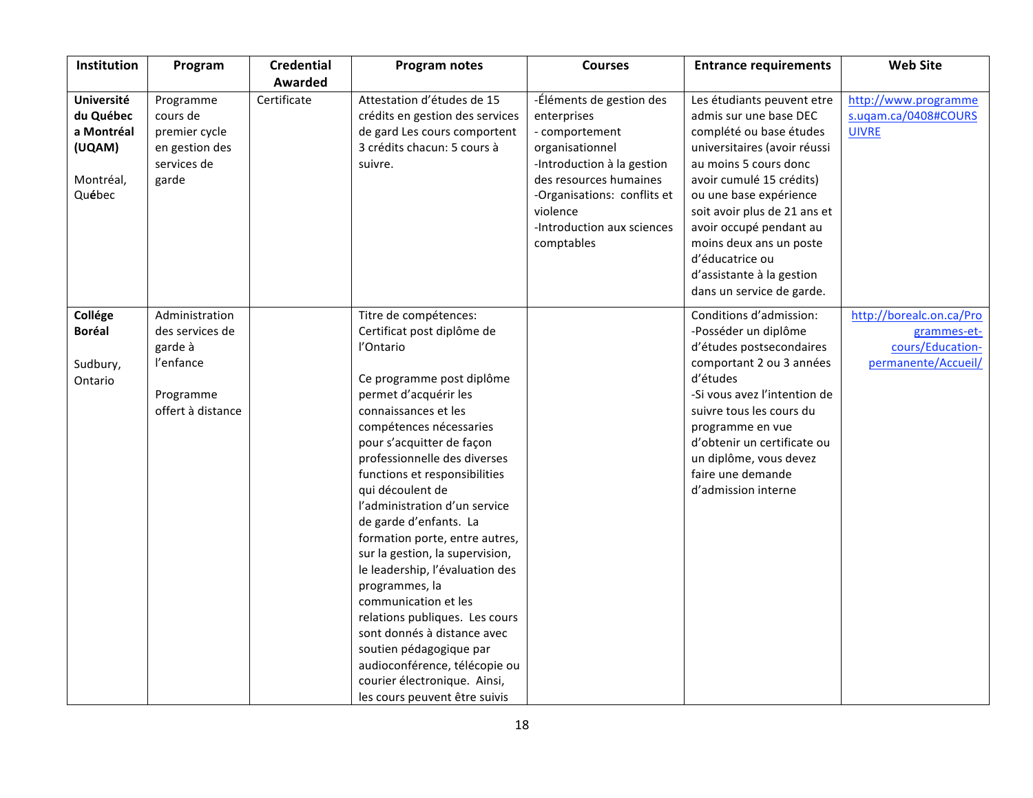| Institution | Program | Credential Awarded | Program notes | Courses | Entrance requirements | Web Site |
|---|---|---|---|---|---|---|
| **Université du Québec a Montréal (UQAM)**<br><br>Montréal, Québec | Programme cours de premier cycle en gestion des services de garde | Certificate | Attestation d'études de 15 crédits en gestion des services de gard Les cours comportent 3 crédits chacun: 5 cours à suivre. | -Éléments de gestion des enterprises<br>- comportement organisationnel<br>-Introduction à la gestion des resources humaines<br>-Organisations: conflits et violence<br>-Introduction aux sciences comptables | Les étudiants peuvent etre admis sur une base DEC complété ou base études universitaires (avoir réussi au moins 5 cours donc avoir cumulé 15 crédits) ou une base expérience soit avoir plus de 21 ans et avoir occupé pendant au moins deux ans un poste d'éducatrice ou d'assistante à la gestion dans un service de garde. | http://www.programmes.uqam.ca/0408#COURSUIVRE |
| **Collége Boréal**<br><br>Sudbury, Ontario | Administration des services de garde à l'enfance<br><br>Programme offert à distance | | Titre de compétences: Certificat post diplôme de l'Ontario<br><br>Ce programme post diplôme permet d'acquérir les connaissances et les compétences nécessaires pour s'acquitter de façon professionnelle des diverses functions et responsibilities qui découlent de l'administration d'un service de garde d'enfants. La formation porte, entre autres, sur la gestion, la supervision, le leadership, l'évaluation des programmes, la communication et les relations publiques. Les cours sont donnés à distance avec soutien pédagogique par audioconférence, télécopie ou courier électronique. Ainsi, les cours peuvent être suivis | | Conditions d'admission:<br>-Posséder un diplôme d'études postsecondaires comportant 2 ou 3 années d'études<br>-Si vous avez l'intention de suivre tous les cours du programme en vue d'obtenir un certificate ou un diplôme, vous devez faire une demande d'admission interne | http://borealc.on.ca/Programmes-et-cours/Education-permanente/Accueil/ |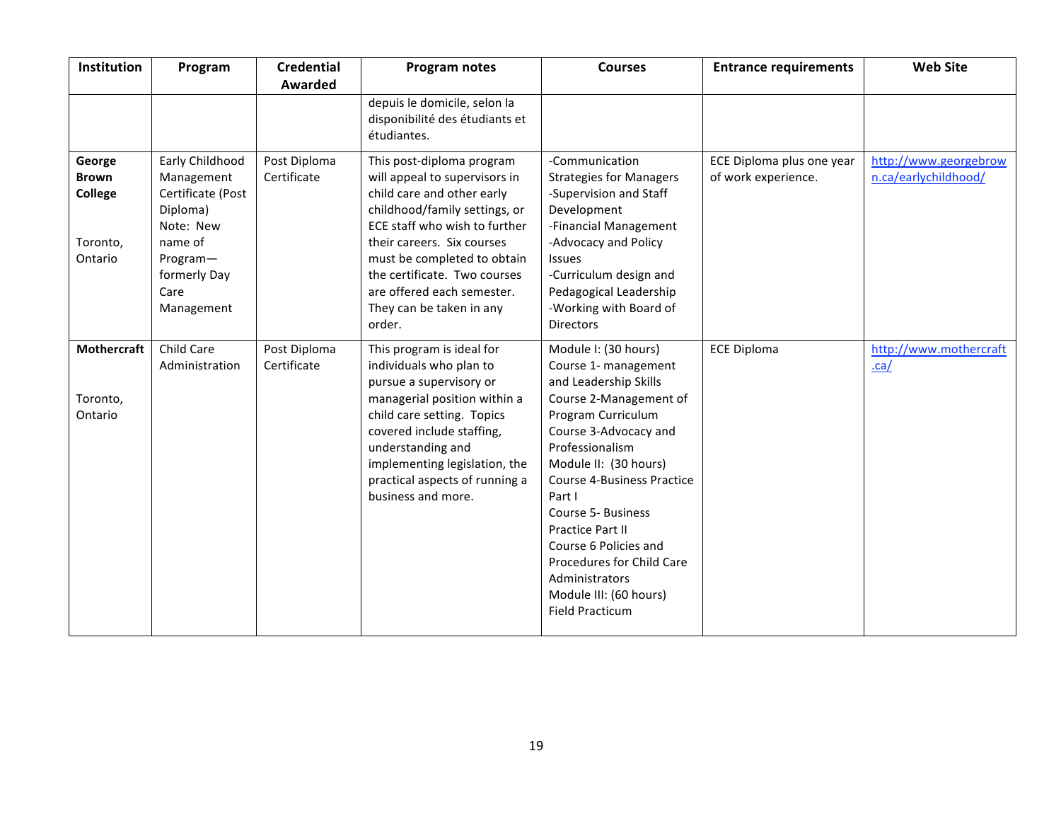| Institution | Program | Credential Awarded | Program notes | Courses | Entrance requirements | Web Site |
|---|---|---|---|---|---|---|
| | | | depuis le domicile, selon la disponibilité des étudiants et étudiantes. | | | |
| **George Brown College**<br><br>Toronto, Ontario | Early Childhood Management Certificate (Post Diploma)<br>Note: New name of Program—formerly Day Care Management | Post Diploma Certificate | This post-diploma program will appeal to supervisors in child care and other early childhood/family settings, or ECE staff who wish to further their careers. Six courses must be completed to obtain the certificate. Two courses are offered each semester. They can be taken in any order. | -Communication Strategies for Managers<br>-Supervision and Staff Development<br>-Financial Management<br>-Advocacy and Policy Issues<br>-Curriculum design and Pedagogical Leadership<br>-Working with Board of Directors | ECE Diploma plus one year of work experience. | http://www.georgebrown.ca/earlychildhood/ |
| **Mothercraft**<br><br>Toronto, Ontario | Child Care Administration | Post Diploma Certificate | This program is ideal for individuals who plan to pursue a supervisory or managerial position within a child care setting. Topics covered include staffing, understanding and implementing legislation, the practical aspects of running a business and more. | Module I: (30 hours)<br>Course 1- management and Leadership Skills<br>Course 2-Management of Program Curriculum<br>Course 3-Advocacy and Professionalism<br>Module II: (30 hours)<br>Course 4-Business Practice Part I<br>Course 5- Business Practice Part II<br>Course 6 Policies and Procedures for Child Care Administrators<br>Module III: (60 hours)<br>Field Practicum | ECE Diploma | http://www.mothercraft.ca/ |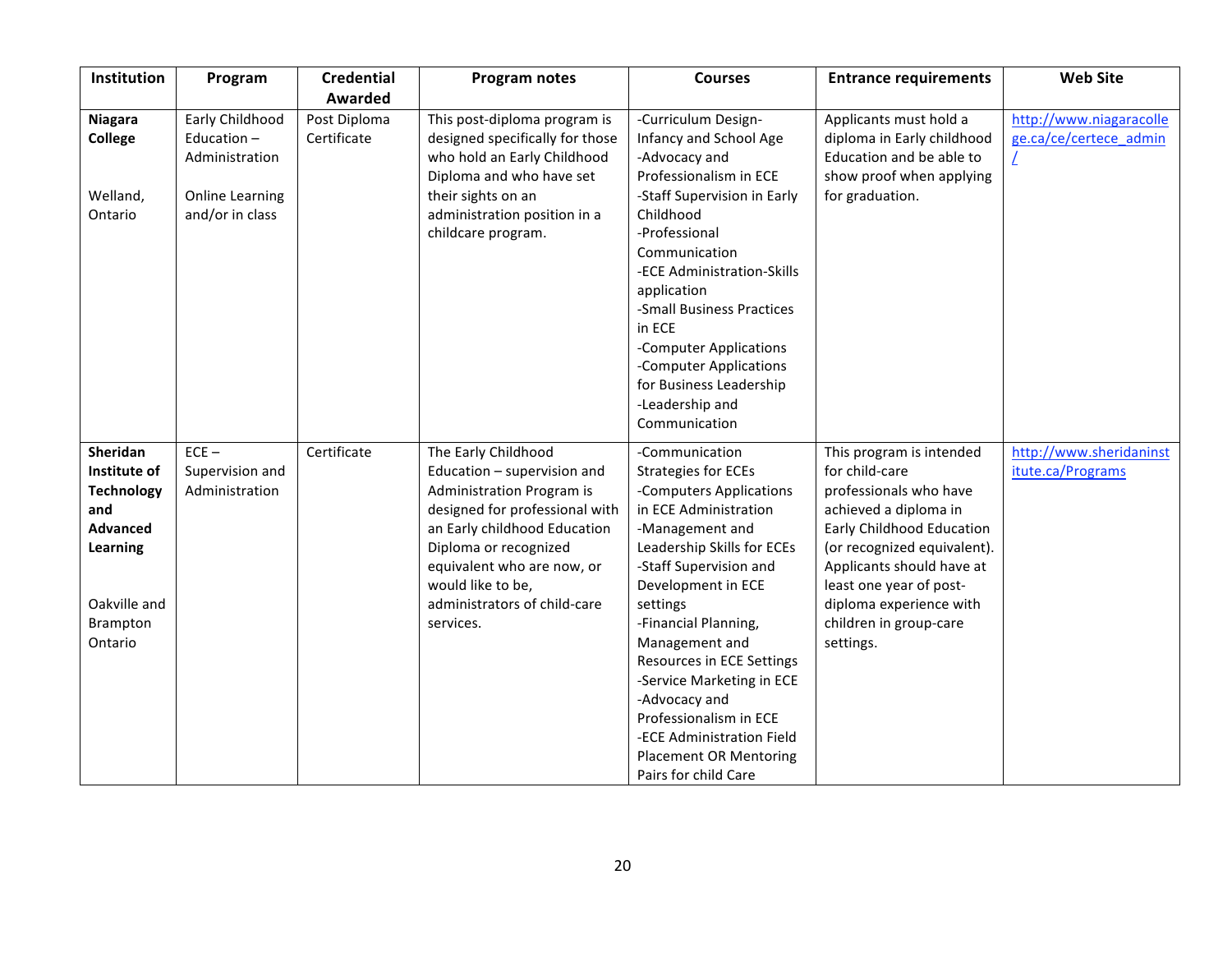| Institution | Program | Credential Awarded | Program notes | Courses | Entrance requirements | Web Site |
|---|---|---|---|---|---|---|
| **Niagara College**<br><br>Welland, Ontario | Early Childhood Education – Administration<br><br>Online Learning and/or in class | Post Diploma Certificate | This post-diploma program is designed specifically for those who hold an Early Childhood Diploma and who have set their sights on an administration position in a childcare program. | -Curriculum Design-Infancy and School Age<br>-Advocacy and Professionalism in ECE<br>-Staff Supervision in Early Childhood<br>-Professional Communication<br>-ECE Administration-Skills application<br>-Small Business Practices in ECE<br>-Computer Applications<br>-Computer Applications for Business Leadership<br>-Leadership and Communication | Applicants must hold a diploma in Early childhood Education and be able to show proof when applying for graduation. | http://www.niagaracollege.ca/ce/certece_admin/ |
| **Sheridan Institute of Technology and Advanced Learning**<br><br>Oakville and Brampton Ontario | ECE – Supervision and Administration | Certificate | The Early Childhood Education – supervision and Administration Program is designed for professional with an Early childhood Education Diploma or recognized equivalent who are now, or would like to be, administrators of child-care services. | -Communication Strategies for ECEs<br>-Computers Applications in ECE Administration<br>-Management and Leadership Skills for ECEs<br>-Staff Supervision and Development in ECE settings<br>-Financial Planning, Management and Resources in ECE Settings<br>-Service Marketing in ECE<br>-Advocacy and Professionalism in ECE<br>-ECE Administration Field Placement OR Mentoring Pairs for child Care | This program is intended for child-care professionals who have achieved a diploma in Early Childhood Education (or recognized equivalent). Applicants should have at least one year of post-diploma experience with children in group-care settings. | http://www.sheridaninstitute.ca/Programs |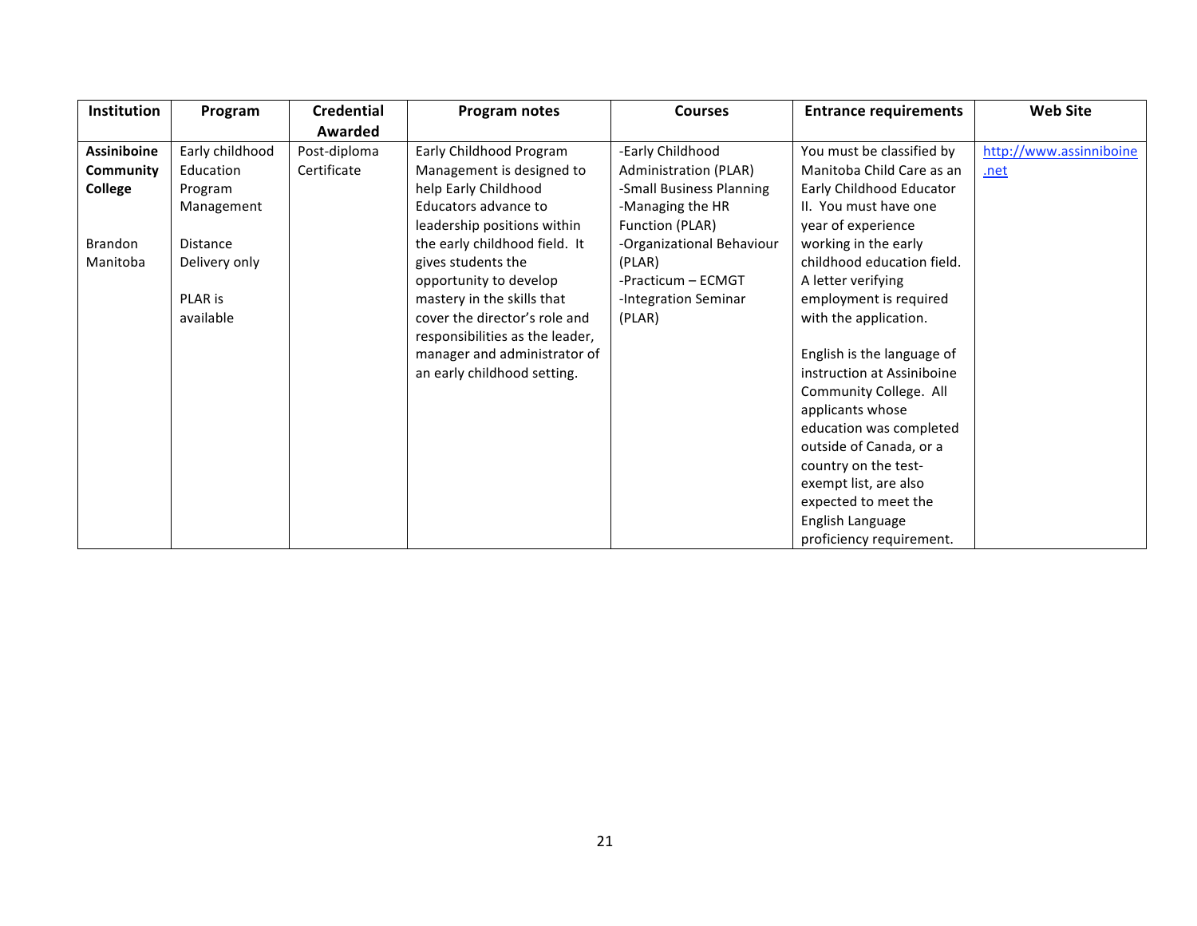| Institution | Program | Credential Awarded | Program notes | Courses | Entrance requirements | Web Site |
| --- | --- | --- | --- | --- | --- | --- |
| **Assiniboine Community College**<br><br>Brandon Manitoba | Early childhood Education Program Management<br><br>Distance Delivery only<br><br>PLAR is available | Post-diploma Certificate | Early Childhood Program Management is designed to help Early Childhood Educators advance to leadership positions within the early childhood field. It gives students the opportunity to develop mastery in the skills that cover the director's role and responsibilities as the leader, manager and administrator of an early childhood setting. | -Early Childhood Administration (PLAR)<br>-Small Business Planning<br>-Managing the HR Function (PLAR)<br>-Organizational Behaviour (PLAR)<br>-Practicum – ECMGT<br>-Integration Seminar (PLAR) | You must be classified by Manitoba Child Care as an Early Childhood Educator II. You must have one year of experience working in the early childhood education field. A letter verifying employment is required with the application.<br><br>English is the language of instruction at Assiniboine Community College. All applicants whose education was completed outside of Canada, or a country on the test-exempt list, are also expected to meet the English Language proficiency requirement. | http://www.assinniboine.net |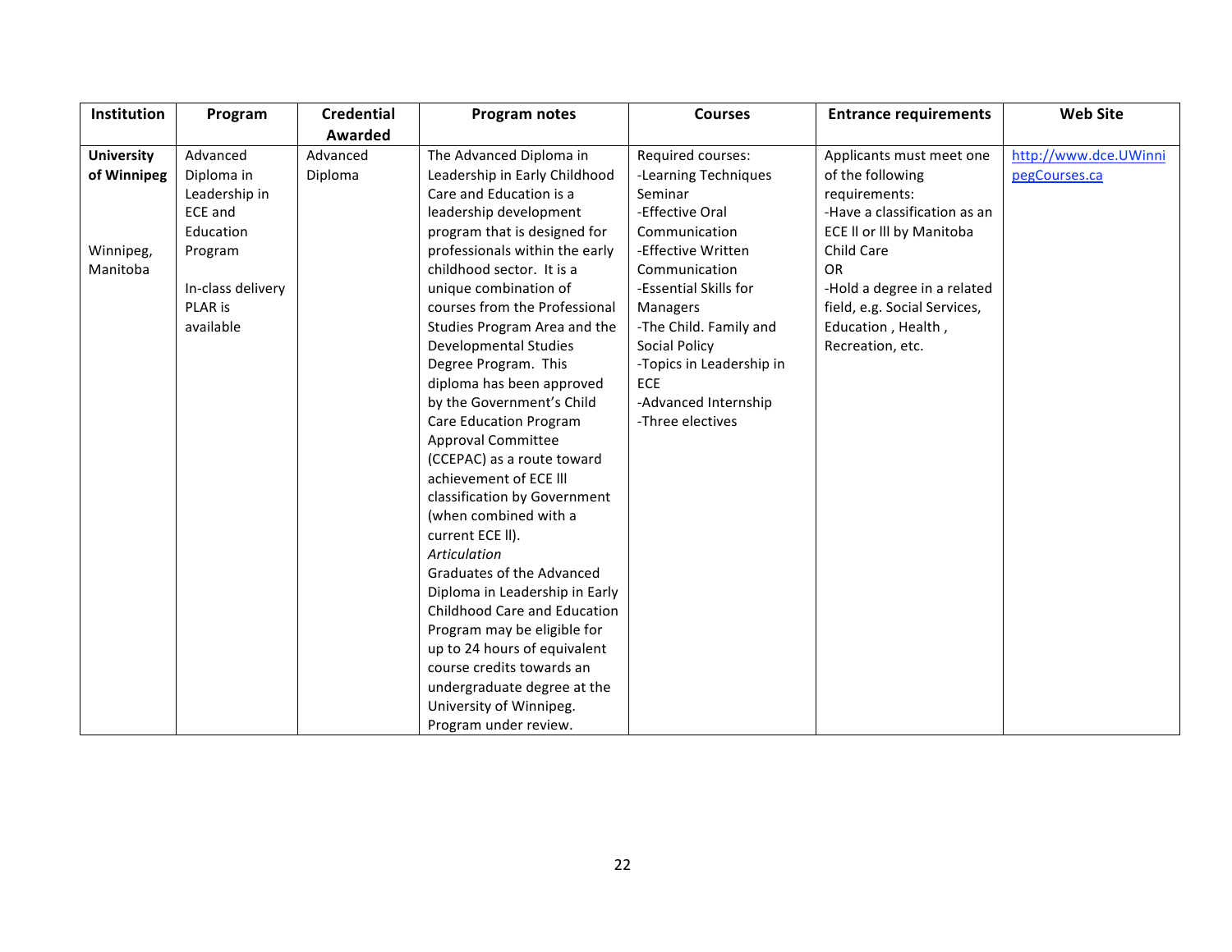| Institution | Program | Credential Awarded | Program notes | Courses | Entrance requirements | Web Site |
|---|---|---|---|---|---|---|
| **University of Winnipeg**<br><br>Winnipeg, Manitoba | Advanced Diploma in Leadership in ECE and Education Program<br><br>In-class delivery PLAR is available | Advanced Diploma | The Advanced Diploma in Leadership in Early Childhood Care and Education is a leadership development program that is designed for professionals within the early childhood sector. It is a unique combination of courses from the Professional Studies Program Area and the Developmental Studies Degree Program. This diploma has been approved by the Government's Child Care Education Program Approval Committee (CCEPAC) as a route toward achievement of ECE lll classification by Government (when combined with a current ECE ll).<br>*Articulation*<br>Graduates of the Advanced Diploma in Leadership in Early Childhood Care and Education Program may be eligible for up to 24 hours of equivalent course credits towards an undergraduate degree at the University of Winnipeg.<br>Program under review. | Required courses:<br>-Learning Techniques Seminar<br>-Effective Oral Communication<br>-Effective Written Communication<br>-Essential Skills for Managers<br>-The Child. Family and Social Policy<br>-Topics in Leadership in ECE<br>-Advanced Internship<br>-Three electives | Applicants must meet one of the following requirements:<br>-Have a classification as an ECE ll or lll by Manitoba Child Care<br>OR<br>-Hold a degree in a related field, e.g. Social Services, Education , Health , Recreation, etc. | http://www.dce.UWinnipegCourses.ca |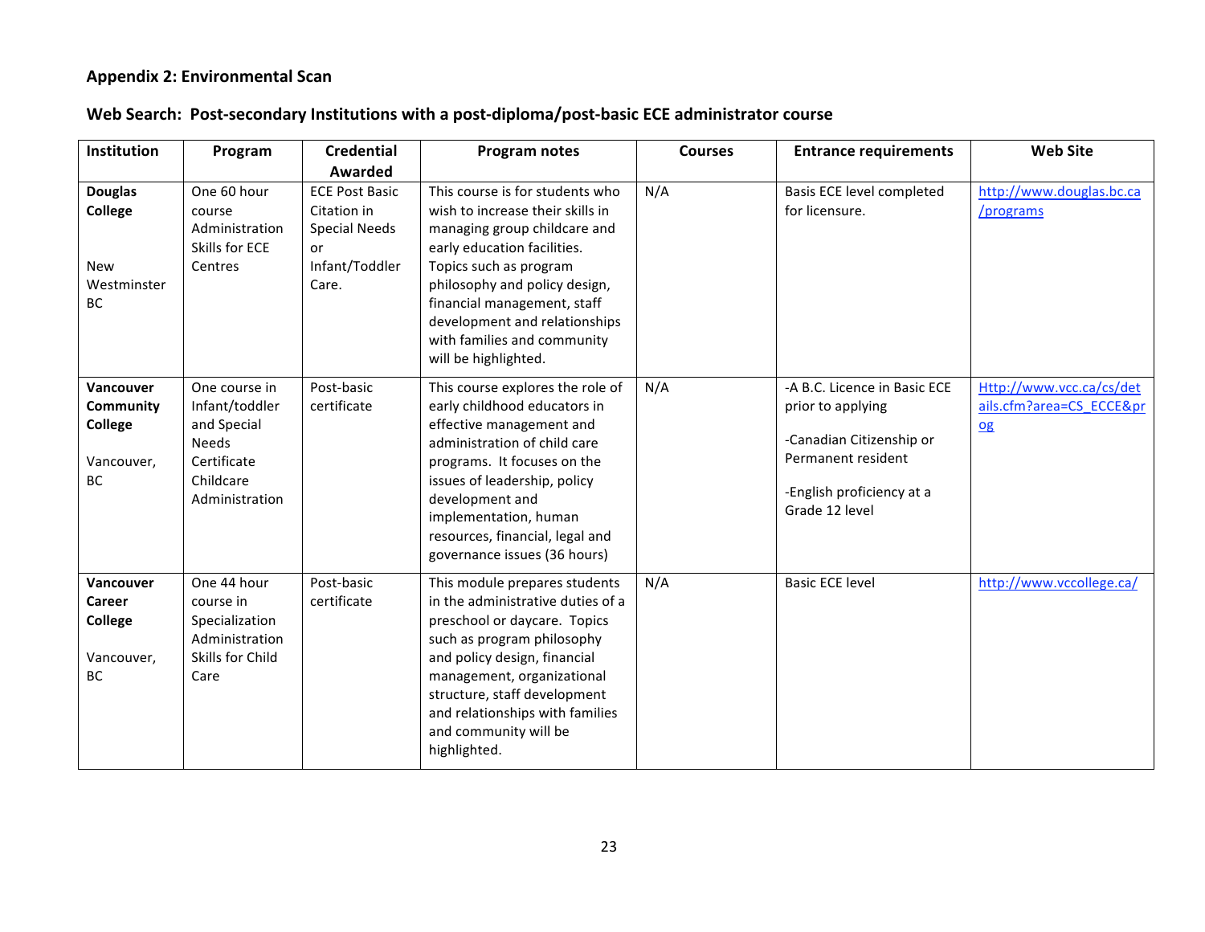## Appendix 2: Environmental Scan

### Web Search: Post-secondary Institutions with a post-diploma/post-basic ECE administrator course

| Institution | Program | Credential Awarded | Program notes | Courses | Entrance requirements | Web Site |
|---|---|---|---|---|---|---|
| **Douglas College**<br><br>New Westminster BC | One 60 hour course Administration Skills for ECE Centres | ECE Post Basic Citation in Special Needs or Infant/Toddler Care. | This course is for students who wish to increase their skills in managing group childcare and early education facilities. Topics such as program philosophy and policy design, financial management, staff development and relationships with families and community will be highlighted. | N/A | Basis ECE level completed for licensure. | http://www.douglas.bc.ca/programs |
| **Vancouver Community College**<br><br>Vancouver, BC | One course in Infant/toddler and Special Needs Certificate Childcare Administration | Post-basic certificate | This course explores the role of early childhood educators in effective management and administration of child care programs. It focuses on the issues of leadership, policy development and implementation, human resources, financial, legal and governance issues (36 hours) | N/A | -A B.C. Licence in Basic ECE prior to applying<br><br>-Canadian Citizenship or Permanent resident<br><br>-English proficiency at a Grade 12 level | Http://www.vcc.ca/cs/details.cfm?area=CS_ECCE&prog |
| **Vancouver Career College**<br><br>Vancouver, BC | One 44 hour course in Specialization Administration Skills for Child Care | Post-basic certificate | This module prepares students in the administrative duties of a preschool or daycare. Topics such as program philosophy and policy design, financial management, organizational structure, staff development and relationships with families and community will be highlighted. | N/A | Basic ECE level | http://www.vccollege.ca/ |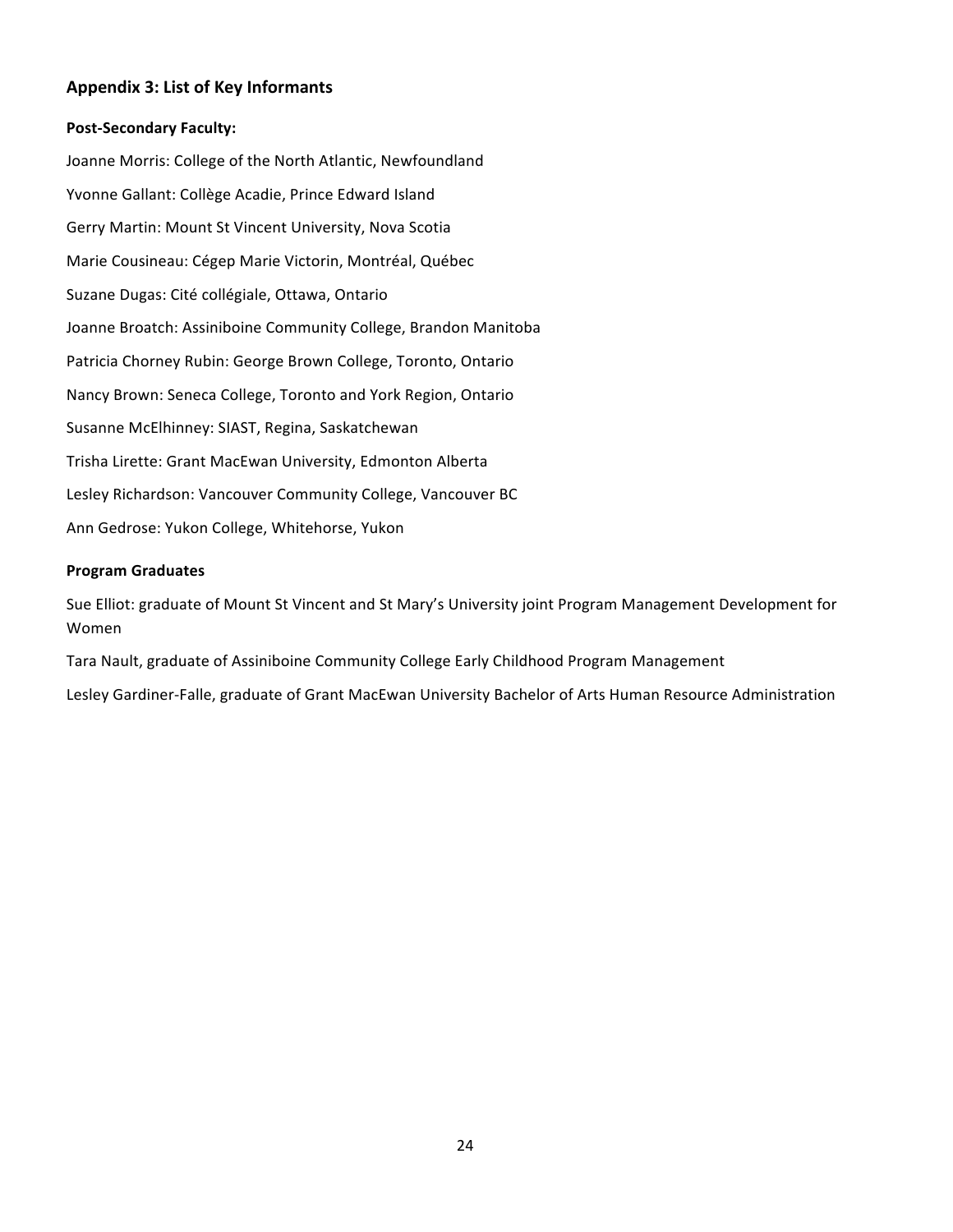## Appendix 3: List of Key Informants

### Post-Secondary Faculty:

Joanne Morris: College of the North Atlantic, Newfoundland

Yvonne Gallant: Collège Acadie, Prince Edward Island

Gerry Martin: Mount St Vincent University, Nova Scotia

Marie Cousineau: Cégep Marie Victorin, Montréal, Québec

Suzane Dugas: Cité collégiale, Ottawa, Ontario

Joanne Broatch: Assiniboine Community College, Brandon Manitoba

Patricia Chorney Rubin: George Brown College, Toronto, Ontario

Nancy Brown: Seneca College, Toronto and York Region, Ontario

Susanne McElhinney: SIAST, Regina, Saskatchewan

Trisha Lirette: Grant MacEwan University, Edmonton Alberta

Lesley Richardson: Vancouver Community College, Vancouver BC

Ann Gedrose: Yukon College, Whitehorse, Yukon

### Program Graduates

Sue Elliot: graduate of Mount St Vincent and St Mary's University joint Program Management Development for Women

Tara Nault, graduate of Assiniboine Community College Early Childhood Program Management

Lesley Gardiner-Falle, graduate of Grant MacEwan University Bachelor of Arts Human Resource Administration